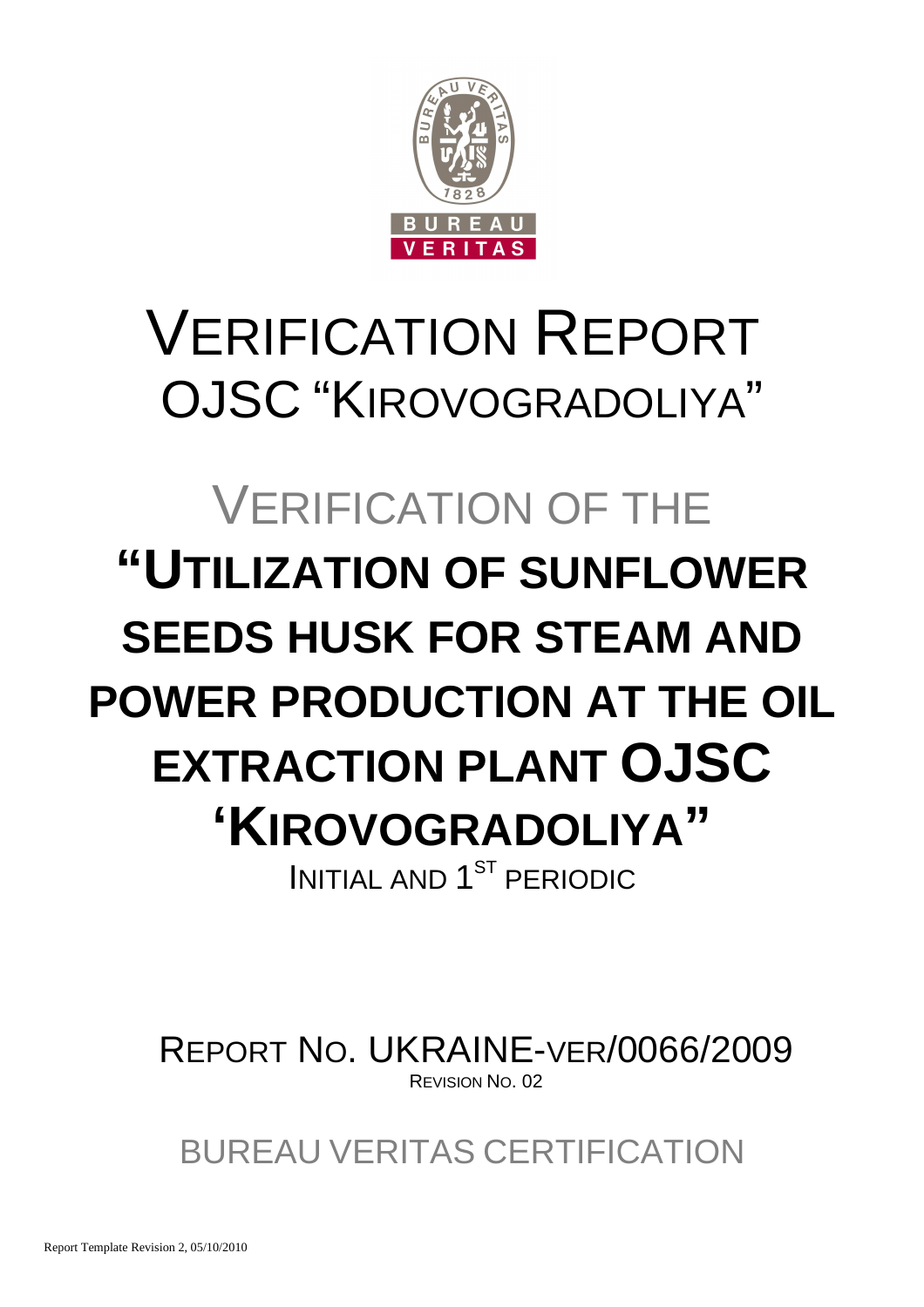# VERIFICATION REPORT
## OJSC "KIROVOGRADOLIYA"

# VERIFICATION OF THE
# "UTILIZATION OF SUNFLOWER SEEDS HUSK FOR STEAM AND POWER PRODUCTION AT THE OIL EXTRACTION PLANT OJSC 'KIROVOGRADOLIYA"

INITIAL AND 1ST PERIODIC

REPORT NO. UKRAINE-VER/0066/2009

REVISION NO. 02

BUREAU VERITAS CERTIFICATION

Report Template Revision 2, 05/10/2010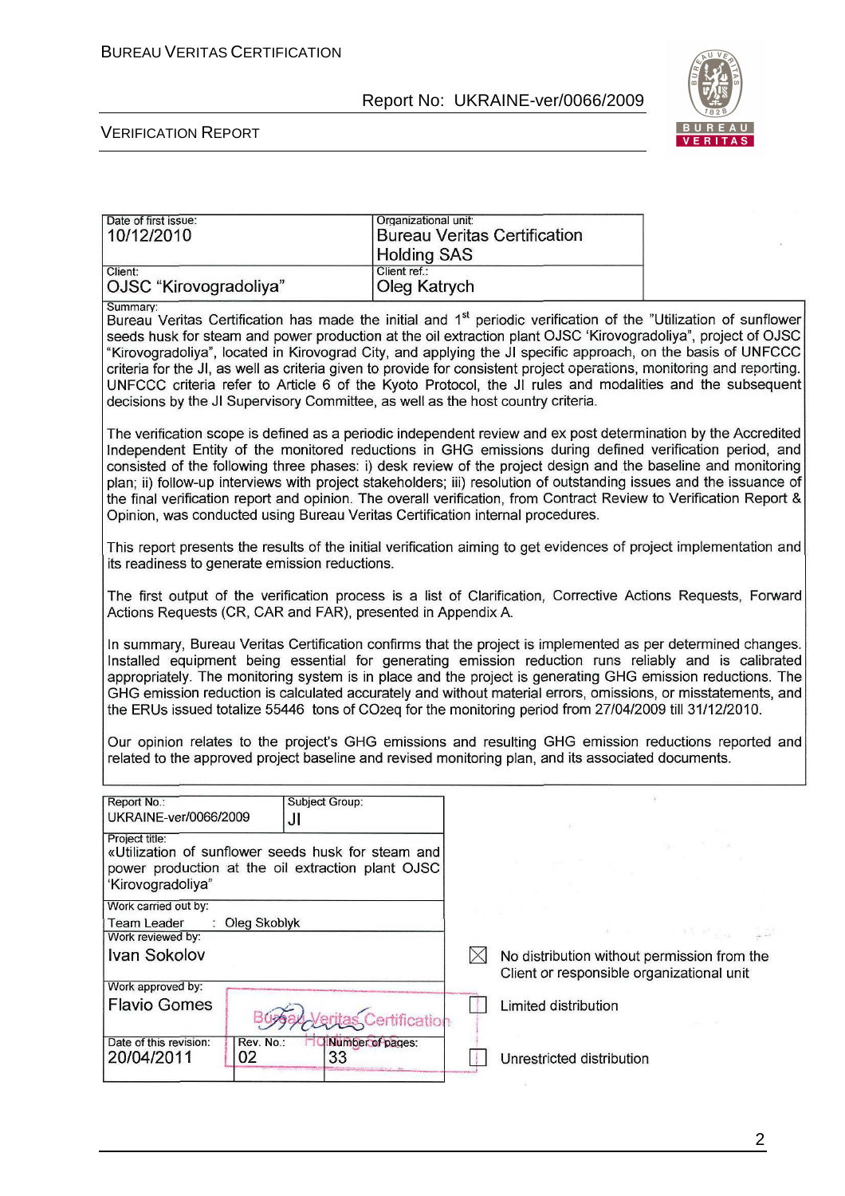| Date of first issue: 10/12/2010 | Organizational unit: Bureau Veritas Certification Holding SAS |
| --- | --- |
| Client: OJSC "Kirovogradoliya" | Client ref.: Oleg Katrych |

Summary:

Bureau Veritas Certification has made the initial and 1st periodic verification of the "Utilization of sunflower seeds husk for steam and power production at the oil extraction plant OJSC 'Kirovogradoliya", project of OJSC "Kirovogradoliya", located in Kirovograd City, and applying the JI specific approach, on the basis of UNFCCC criteria for the JI, as well as criteria given to provide for consistent project operations, monitoring and reporting. UNFCCC criteria refer to Article 6 of the Kyoto Protocol, the JI rules and modalities and the subsequent decisions by the JI Supervisory Committee, as well as the host country criteria.

The verification scope is defined as a periodic independent review and ex post determination by the Accredited Independent Entity of the monitored reductions in GHG emissions during defined verification period, and consisted of the following three phases: i) desk review of the project design and the baseline and monitoring plan; ii) follow-up interviews with project stakeholders; iii) resolution of outstanding issues and the issuance of the final verification report and opinion. The overall verification, from Contract Review to Verification Report & Opinion, was conducted using Bureau Veritas Certification internal procedures.

This report presents the results of the initial verification aiming to get evidences of project implementation and its readiness to generate emission reductions.

The first output of the verification process is a list of Clarification, Corrective Actions Requests, Forward Actions Requests (CR, CAR and FAR), presented in Appendix A.

In summary, Bureau Veritas Certification confirms that the project is implemented as per determined changes. Installed equipment being essential for generating emission reduction runs reliably and is calibrated appropriately. The monitoring system is in place and the project is generating GHG emission reductions. The GHG emission reduction is calculated accurately and without material errors, omissions, or misstatements, and the ERUs issued totalize 55446 tons of $CO_2eq$ for the monitoring period from 27/04/2009 till 31/12/2010.

Our opinion relates to the project's GHG emissions and resulting GHG emission reductions reported and related to the approved project baseline and revised monitoring plan, and its associated documents.

| Report No.: UKRAINE-ver/0066/2009 | Subject Group: JI | |
| --- | --- | --- |
| Project title: «Utilization of sunflower seeds husk for steam and power production at the oil extraction plant OJSC 'Kirovogradoliya" | | |
| Work carried out by: Team Leader : Oleg Skoblyk | | |
| Work reviewed by: Ivan Sokolov | | |
| Work approved by: Flavio Gomes | | |
| Date of this revision: 20/04/2011 | Rev. No.: 02 | Number of pages: 33 |

☒ No distribution without permission from the Client or responsible organizational unit

☐ Limited distribution

☐ Unrestricted distribution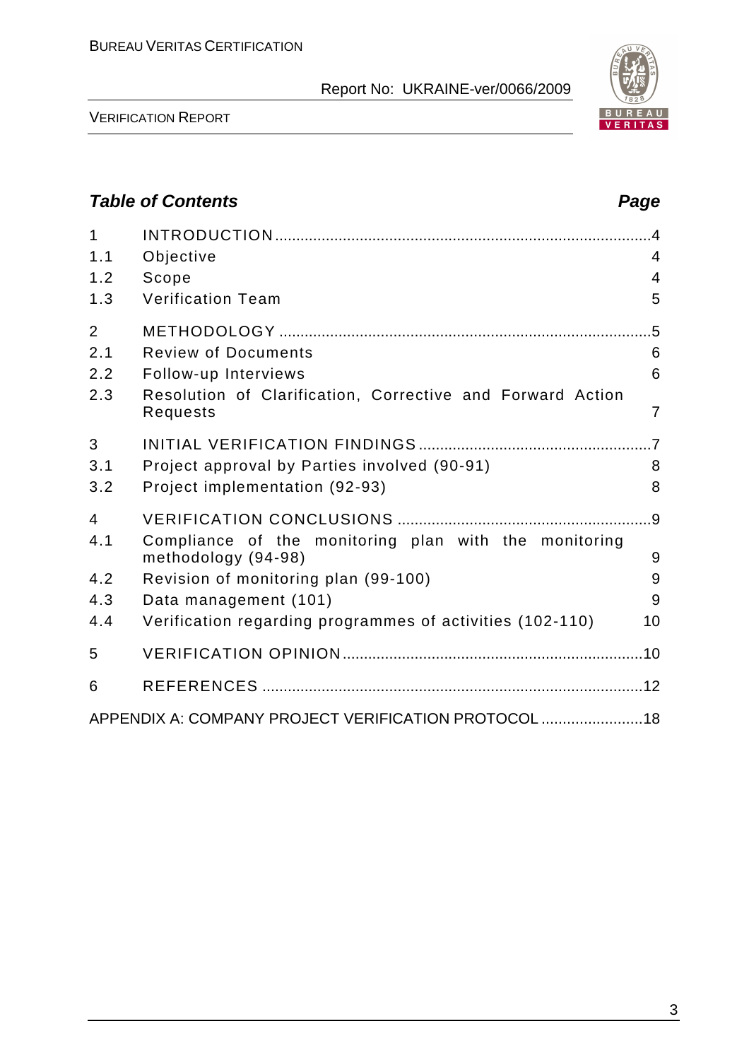## Table of Contents

| | | Page |
|---|---|---|
| 1 | INTRODUCTION | 4 |
| 1.1 | Objective | 4 |
| 1.2 | Scope | 4 |
| 1.3 | Verification Team | 5 |
| 2 | METHODOLOGY | 5 |
| 2.1 | Review of Documents | 6 |
| 2.2 | Follow-up Interviews | 6 |
| 2.3 | Resolution of Clarification, Corrective and Forward Action Requests | 7 |
| 3 | INITIAL VERIFICATION FINDINGS | 7 |
| 3.1 | Project approval by Parties involved (90-91) | 8 |
| 3.2 | Project implementation (92-93) | 8 |
| 4 | VERIFICATION CONCLUSIONS | 9 |
| 4.1 | Compliance of the monitoring plan with the monitoring methodology (94-98) | 9 |
| 4.2 | Revision of monitoring plan (99-100) | 9 |
| 4.3 | Data management (101) | 9 |
| 4.4 | Verification regarding programmes of activities (102-110) | 10 |
| 5 | VERIFICATION OPINION | 10 |
| 6 | REFERENCES | 12 |
| | APPENDIX A: COMPANY PROJECT VERIFICATION PROTOCOL | 18 |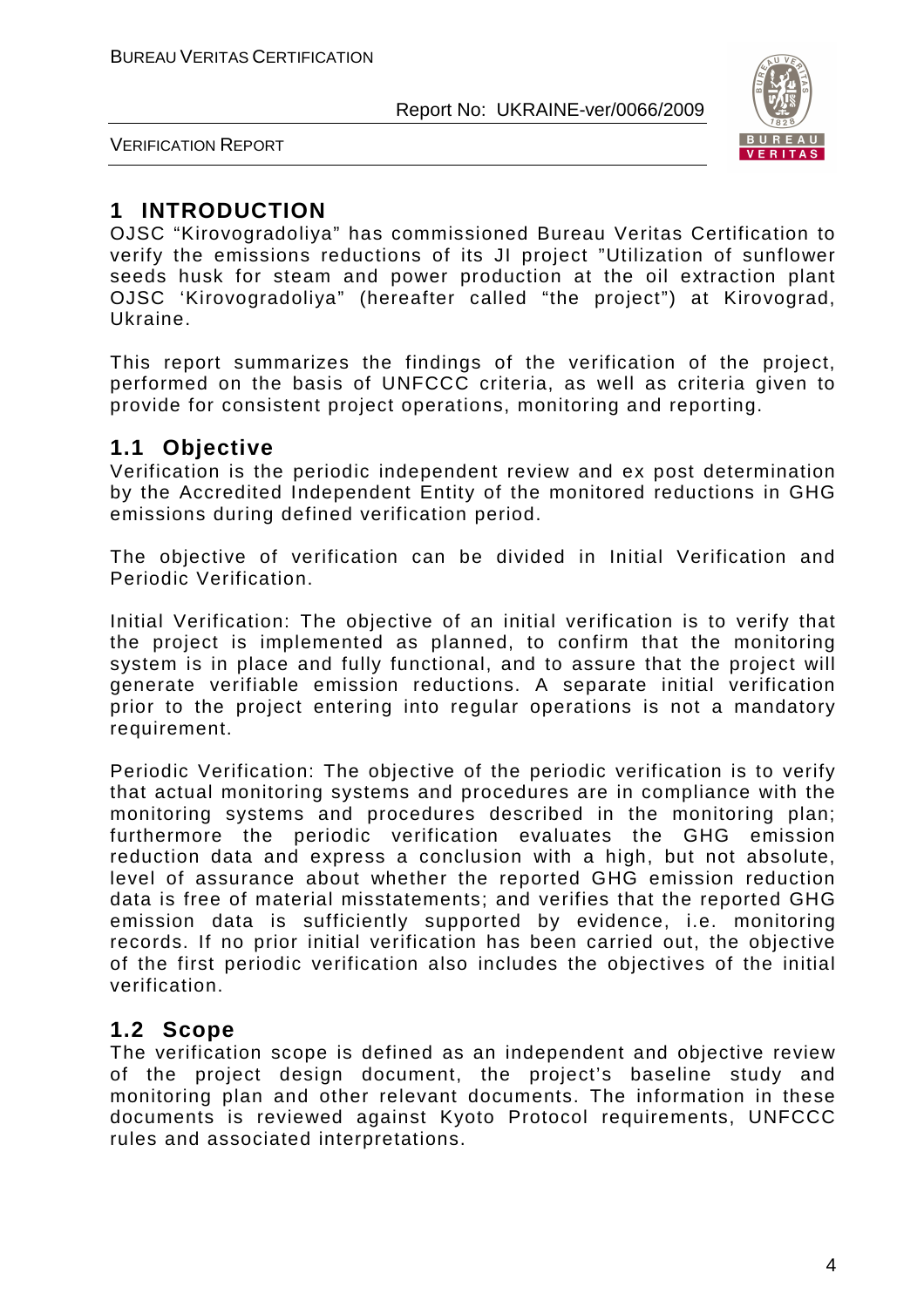# 1 INTRODUCTION

OJSC "Kirovogradoliya" has commissioned Bureau Veritas Certification to verify the emissions reductions of its JI project "Utilization of sunflower seeds husk for steam and power production at the oil extraction plant OJSC 'Kirovogradoliya" (hereafter called "the project") at Kirovograd, Ukraine.

This report summarizes the findings of the verification of the project, performed on the basis of UNFCCC criteria, as well as criteria given to provide for consistent project operations, monitoring and reporting.

## 1.1 Objective

Verification is the periodic independent review and ex post determination by the Accredited Independent Entity of the monitored reductions in GHG emissions during defined verification period.

The objective of verification can be divided in Initial Verification and Periodic Verification.

Initial Verification: The objective of an initial verification is to verify that the project is implemented as planned, to confirm that the monitoring system is in place and fully functional, and to assure that the project will generate verifiable emission reductions. A separate initial verification prior to the project entering into regular operations is not a mandatory requirement.

Periodic Verification: The objective of the periodic verification is to verify that actual monitoring systems and procedures are in compliance with the monitoring systems and procedures described in the monitoring plan; furthermore the periodic verification evaluates the GHG emission reduction data and express a conclusion with a high, but not absolute, level of assurance about whether the reported GHG emission reduction data is free of material misstatements; and verifies that the reported GHG emission data is sufficiently supported by evidence, i.e. monitoring records. If no prior initial verification has been carried out, the objective of the first periodic verification also includes the objectives of the initial verification.

## 1.2 Scope

The verification scope is defined as an independent and objective review of the project design document, the project's baseline study and monitoring plan and other relevant documents. The information in these documents is reviewed against Kyoto Protocol requirements, UNFCCC rules and associated interpretations.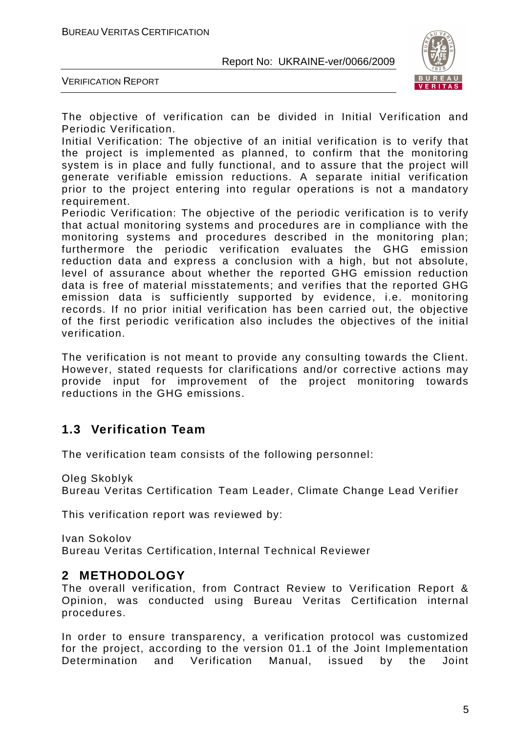The objective of verification can be divided in Initial Verification and Periodic Verification.

Initial Verification: The objective of an initial verification is to verify that the project is implemented as planned, to confirm that the monitoring system is in place and fully functional, and to assure that the project will generate verifiable emission reductions. A separate initial verification prior to the project entering into regular operations is not a mandatory requirement.

Periodic Verification: The objective of the periodic verification is to verify that actual monitoring systems and procedures are in compliance with the monitoring systems and procedures described in the monitoring plan; furthermore the periodic verification evaluates the GHG emission reduction data and express a conclusion with a high, but not absolute, level of assurance about whether the reported GHG emission reduction data is free of material misstatements; and verifies that the reported GHG emission data is sufficiently supported by evidence, i.e. monitoring records. If no prior initial verification has been carried out, the objective of the first periodic verification also includes the objectives of the initial verification.

The verification is not meant to provide any consulting towards the Client. However, stated requests for clarifications and/or corrective actions may provide input for improvement of the project monitoring towards reductions in the GHG emissions.

## 1.3 Verification Team

The verification team consists of the following personnel:

Oleg Skoblyk
Bureau Veritas Certification Team Leader, Climate Change Lead Verifier

This verification report was reviewed by:

Ivan Sokolov
Bureau Veritas Certification, Internal Technical Reviewer

# 2 METHODOLOGY

The overall verification, from Contract Review to Verification Report & Opinion, was conducted using Bureau Veritas Certification internal procedures.

In order to ensure transparency, a verification protocol was customized for the project, according to the version 01.1 of the Joint Implementation Determination and Verification Manual, issued by the Joint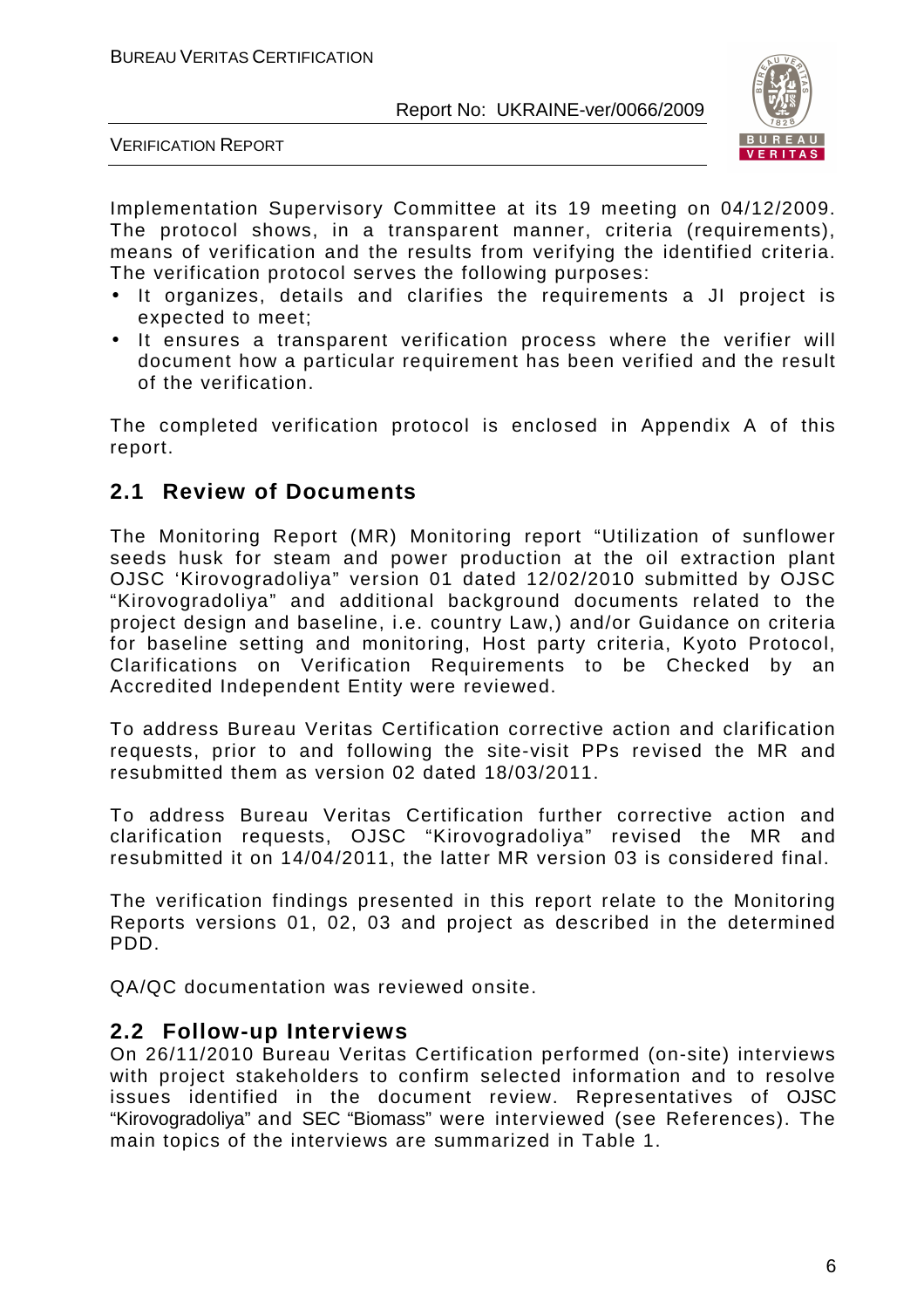Implementation Supervisory Committee at its 19 meeting on 04/12/2009. The protocol shows, in a transparent manner, criteria (requirements), means of verification and the results from verifying the identified criteria. The verification protocol serves the following purposes:

- It organizes, details and clarifies the requirements a JI project is expected to meet;
- It ensures a transparent verification process where the verifier will document how a particular requirement has been verified and the result of the verification.

The completed verification protocol is enclosed in Appendix A of this report.

## 2.1 Review of Documents

The Monitoring Report (MR) Monitoring report "Utilization of sunflower seeds husk for steam and power production at the oil extraction plant OJSC 'Kirovogradoliya" version 01 dated 12/02/2010 submitted by OJSC "Kirovogradoliya" and additional background documents related to the project design and baseline, i.e. country Law,) and/or Guidance on criteria for baseline setting and monitoring, Host party criteria, Kyoto Protocol, Clarifications on Verification Requirements to be Checked by an Accredited Independent Entity were reviewed.

To address Bureau Veritas Certification corrective action and clarification requests, prior to and following the site-visit PPs revised the MR and resubmitted them as version 02 dated 18/03/2011.

To address Bureau Veritas Certification further corrective action and clarification requests, OJSC "Kirovogradoliya" revised the MR and resubmitted it on 14/04/2011, the latter MR version 03 is considered final.

The verification findings presented in this report relate to the Monitoring Reports versions 01, 02, 03 and project as described in the determined PDD.

QA/QC documentation was reviewed onsite.

## 2.2 Follow-up Interviews

On 26/11/2010 Bureau Veritas Certification performed (on-site) interviews with project stakeholders to confirm selected information and to resolve issues identified in the document review. Representatives of OJSC "Kirovogradoliya" and SEC "Biomass" were interviewed (see References). The main topics of the interviews are summarized in Table 1.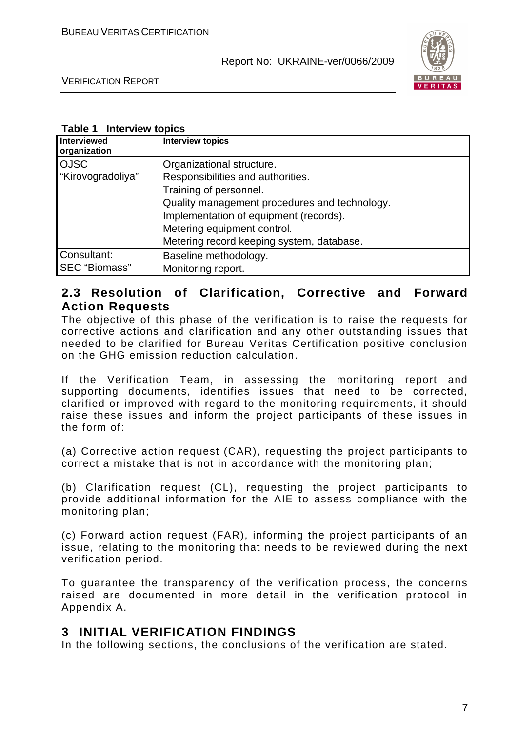**Table 1 Interview topics**

| Interviewed organization | Interview topics |
|---|---|
| OJSC "Kirovogradoliya" | Organizational structure.<br>Responsibilities and authorities.<br>Training of personnel.<br>Quality management procedures and technology.<br>Implementation of equipment (records).<br>Metering equipment control.<br>Metering record keeping system, database. |
| Consultant: SEC "Biomass" | Baseline methodology.<br>Monitoring report. |

## 2.3 Resolution of Clarification, Corrective and Forward Action Requests

The objective of this phase of the verification is to raise the requests for corrective actions and clarification and any other outstanding issues that needed to be clarified for Bureau Veritas Certification positive conclusion on the GHG emission reduction calculation.

If the Verification Team, in assessing the monitoring report and supporting documents, identifies issues that need to be corrected, clarified or improved with regard to the monitoring requirements, it should raise these issues and inform the project participants of these issues in the form of:

(a) Corrective action request (CAR), requesting the project participants to correct a mistake that is not in accordance with the monitoring plan;

(b) Clarification request (CL), requesting the project participants to provide additional information for the AIE to assess compliance with the monitoring plan;

(c) Forward action request (FAR), informing the project participants of an issue, relating to the monitoring that needs to be reviewed during the next verification period.

To guarantee the transparency of the verification process, the concerns raised are documented in more detail in the verification protocol in Appendix A.

# 3 INITIAL VERIFICATION FINDINGS

In the following sections, the conclusions of the verification are stated.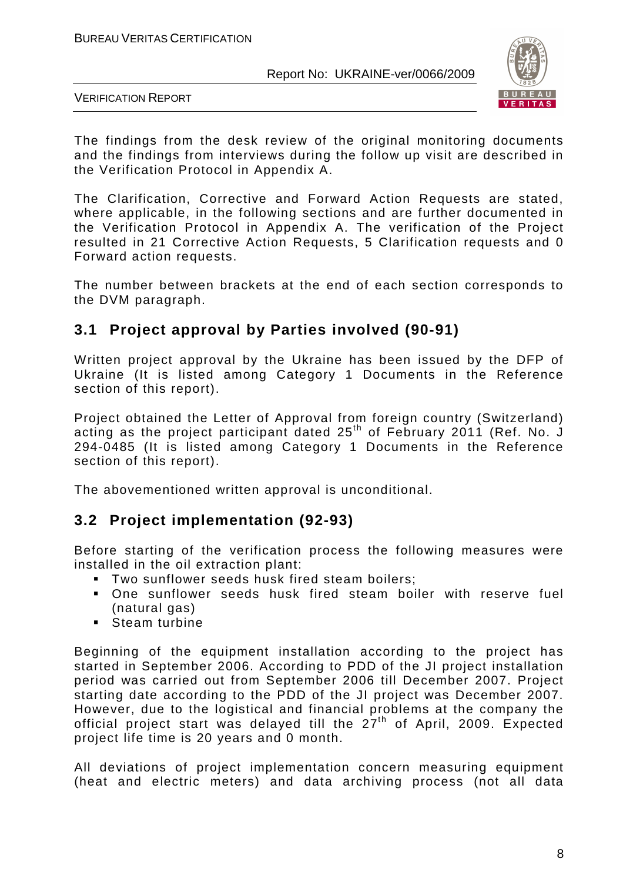The findings from the desk review of the original monitoring documents and the findings from interviews during the follow up visit are described in the Verification Protocol in Appendix A.

The Clarification, Corrective and Forward Action Requests are stated, where applicable, in the following sections and are further documented in the Verification Protocol in Appendix A. The verification of the Project resulted in 21 Corrective Action Requests, 5 Clarification requests and 0 Forward action requests.

The number between brackets at the end of each section corresponds to the DVM paragraph.

## 3.1 Project approval by Parties involved (90-91)

Written project approval by the Ukraine has been issued by the DFP of Ukraine (It is listed among Category 1 Documents in the Reference section of this report).

Project obtained the Letter of Approval from foreign country (Switzerland) acting as the project participant dated 25th of February 2011 (Ref. No. J 294-0485 (It is listed among Category 1 Documents in the Reference section of this report).

The abovementioned written approval is unconditional.

## 3.2 Project implementation (92-93)

Before starting of the verification process the following measures were installed in the oil extraction plant:

- Two sunflower seeds husk fired steam boilers;
- One sunflower seeds husk fired steam boiler with reserve fuel (natural gas)
- Steam turbine

Beginning of the equipment installation according to the project has started in September 2006. According to PDD of the JI project installation period was carried out from September 2006 till December 2007. Project starting date according to the PDD of the JI project was December 2007. However, due to the logistical and financial problems at the company the official project start was delayed till the 27th of April, 2009. Expected project life time is 20 years and 0 month.

All deviations of project implementation concern measuring equipment (heat and electric meters) and data archiving process (not all data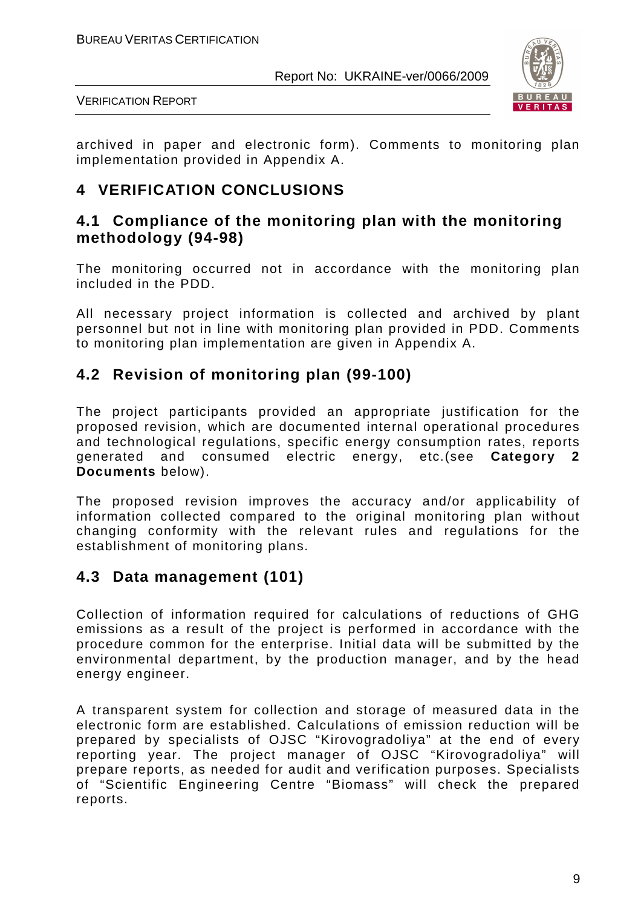archived in paper and electronic form). Comments to monitoring plan implementation provided in Appendix A.

# 4 VERIFICATION CONCLUSIONS

## 4.1 Compliance of the monitoring plan with the monitoring methodology (94-98)

The monitoring occurred not in accordance with the monitoring plan included in the PDD.

All necessary project information is collected and archived by plant personnel but not in line with monitoring plan provided in PDD. Comments to monitoring plan implementation are given in Appendix A.

## 4.2 Revision of monitoring plan (99-100)

The project participants provided an appropriate justification for the proposed revision, which are documented internal operational procedures and technological regulations, specific energy consumption rates, reports generated and consumed electric energy, etc.(see **Category 2 Documents** below).

The proposed revision improves the accuracy and/or applicability of information collected compared to the original monitoring plan without changing conformity with the relevant rules and regulations for the establishment of monitoring plans.

## 4.3 Data management (101)

Collection of information required for calculations of reductions of GHG emissions as a result of the project is performed in accordance with the procedure common for the enterprise. Initial data will be submitted by the environmental department, by the production manager, and by the head energy engineer.

A transparent system for collection and storage of measured data in the electronic form are established. Calculations of emission reduction will be prepared by specialists of OJSC "Kirovogradoliya" at the end of every reporting year. The project manager of OJSC "Kirovogradoliya" will prepare reports, as needed for audit and verification purposes. Specialists of "Scientific Engineering Centre "Biomass" will check the prepared reports.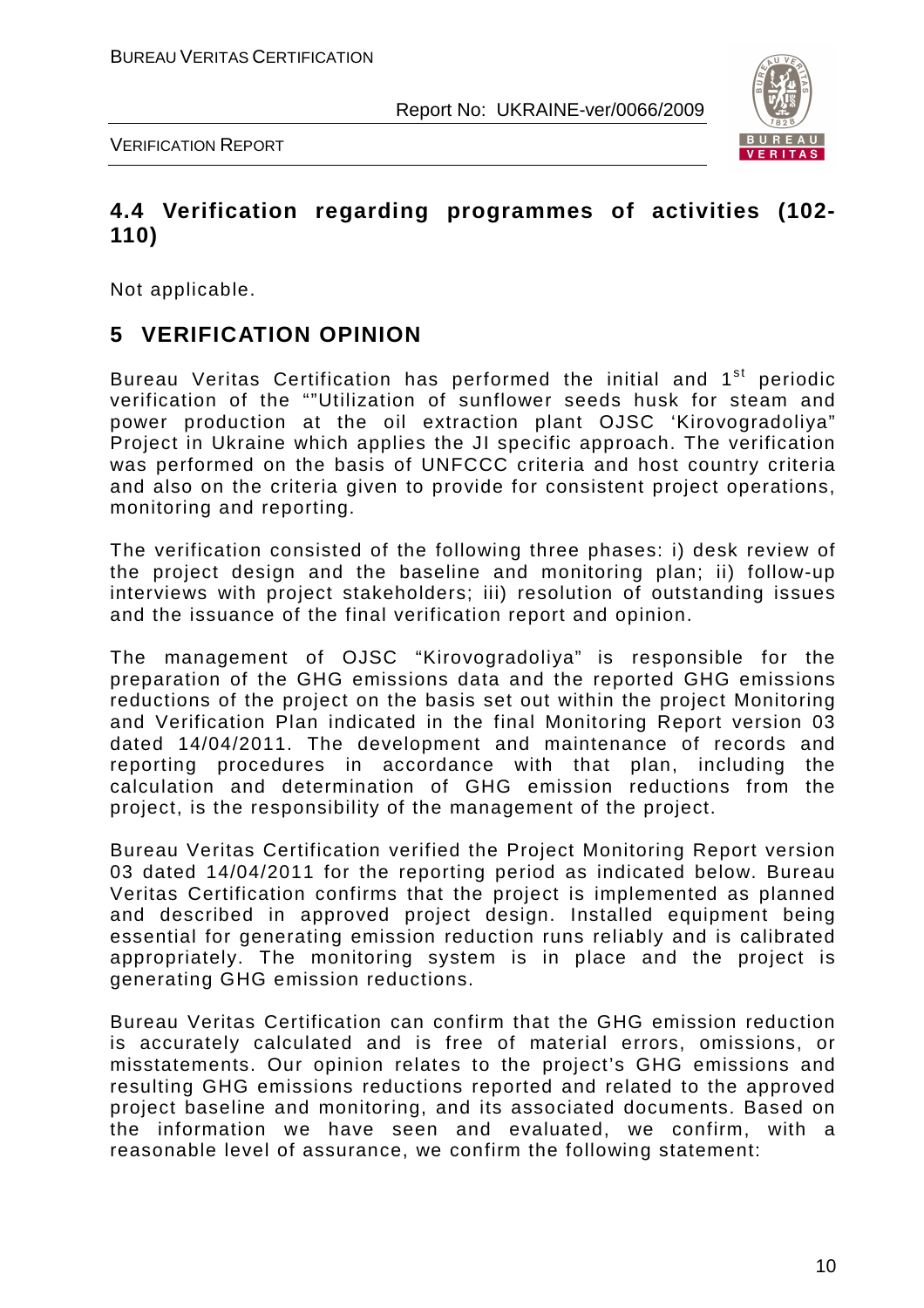## 4.4 Verification regarding programmes of activities (102-110)

Not applicable.

## 5 VERIFICATION OPINION

Bureau Veritas Certification has performed the initial and 1[st] periodic verification of the ""Utilization of sunflower seeds husk for steam and power production at the oil extraction plant OJSC 'Kirovogradoliya" Project in Ukraine which applies the JI specific approach. The verification was performed on the basis of UNFCCC criteria and host country criteria and also on the criteria given to provide for consistent project operations, monitoring and reporting.

The verification consisted of the following three phases: i) desk review of the project design and the baseline and monitoring plan; ii) follow-up interviews with project stakeholders; iii) resolution of outstanding issues and the issuance of the final verification report and opinion.

The management of OJSC "Kirovogradoliya" is responsible for the preparation of the GHG emissions data and the reported GHG emissions reductions of the project on the basis set out within the project Monitoring and Verification Plan indicated in the final Monitoring Report version 03 dated 14/04/2011. The development and maintenance of records and reporting procedures in accordance with that plan, including the calculation and determination of GHG emission reductions from the project, is the responsibility of the management of the project.

Bureau Veritas Certification verified the Project Monitoring Report version 03 dated 14/04/2011 for the reporting period as indicated below. Bureau Veritas Certification confirms that the project is implemented as planned and described in approved project design. Installed equipment being essential for generating emission reduction runs reliably and is calibrated appropriately. The monitoring system is in place and the project is generating GHG emission reductions.

Bureau Veritas Certification can confirm that the GHG emission reduction is accurately calculated and is free of material errors, omissions, or misstatements. Our opinion relates to the project's GHG emissions and resulting GHG emissions reductions reported and related to the approved project baseline and monitoring, and its associated documents. Based on the information we have seen and evaluated, we confirm, with a reasonable level of assurance, we confirm the following statement: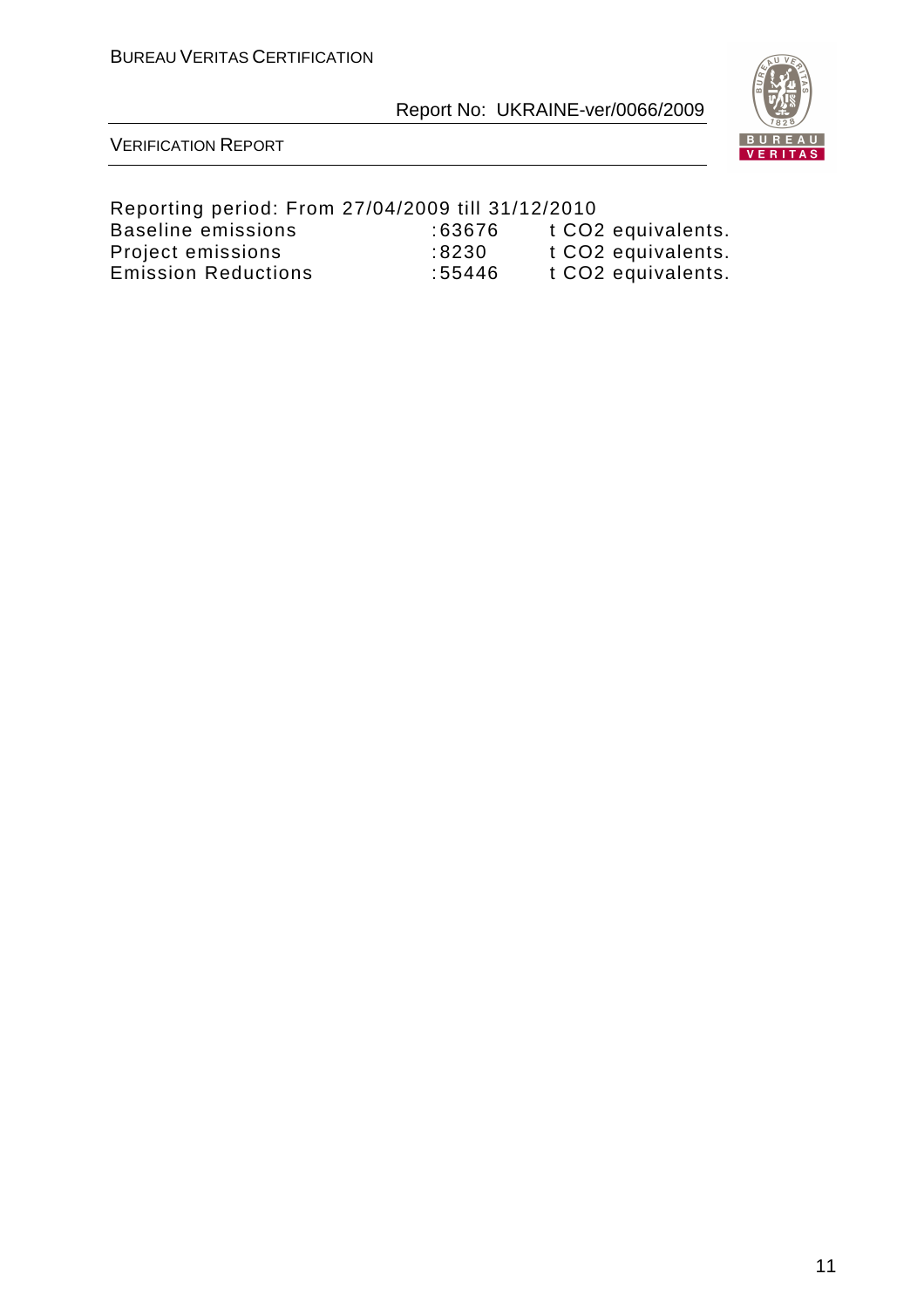Reporting period: From 27/04/2009 till 31/12/2010

| | | |
|---|---|---|
| Baseline emissions | :63676 | t $CO_2$ equivalents. |
| Project emissions | :8230 | t $CO_2$ equivalents. |
| Emission Reductions | :55446 | t $CO_2$ equivalents. |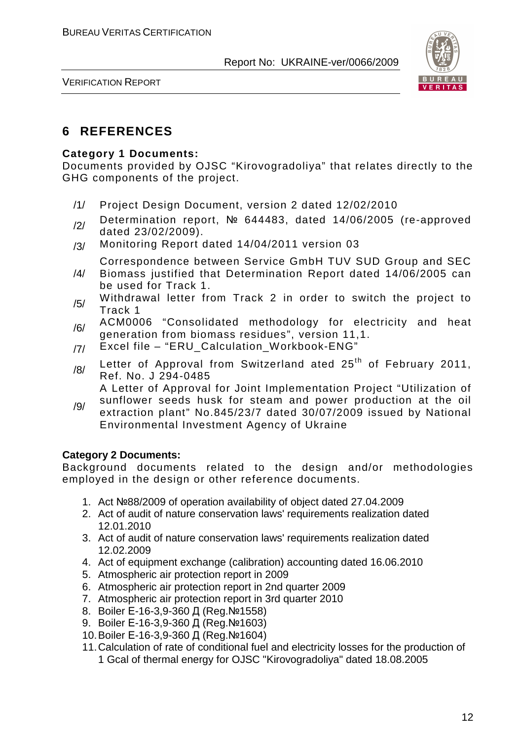# 6 REFERENCES

**Category 1 Documents:**

Documents provided by OJSC "Kirovogradoliya" that relates directly to the GHG components of the project.

/1/ Project Design Document, version 2 dated 12/02/2010

/2/ Determination report, № 644483, dated 14/06/2005 (re-approved dated 23/02/2009).

/3/ Monitoring Report dated 14/04/2011 version 03

/4/ Correspondence between Service GmbH TUV SUD Group and SEC Biomass justified that Determination Report dated 14/06/2005 can be used for Track 1.

/5/ Withdrawal letter from Track 2 in order to switch the project to Track 1

/6/ ACM0006 "Consolidated methodology for electricity and heat generation from biomass residues", version 11,1.

/7/ Excel file – "ERU_Calculation_Workbook-ENG"

/8/ Letter of Approval from Switzerland ated 25th of February 2011, Ref. No. J 294-0485

/9/ A Letter of Approval for Joint Implementation Project "Utilization of sunflower seeds husk for steam and power production at the oil extraction plant" No.845/23/7 dated 30/07/2009 issued by National Environmental Investment Agency of Ukraine

**Category 2 Documents:**

Background documents related to the design and/or methodologies employed in the design or other reference documents.

1. Act №88/2009 of operation availability of object dated 27.04.2009
2. Act of audit of nature conservation laws' requirements realization dated 12.01.2010
3. Act of audit of nature conservation laws' requirements realization dated 12.02.2009
4. Act of equipment exchange (calibration) accounting dated 16.06.2010
5. Atmospheric air protection report in 2009
6. Atmospheric air protection report in 2nd quarter 2009
7. Atmospheric air protection report in 3rd quarter 2010
8. Boiler E-16-3,9-360 Д (Reg.№1558)
9. Boiler E-16-3,9-360 Д (Reg.№1603)
10. Boiler E-16-3,9-360 Д (Reg.№1604)
11. Calculation of rate of conditional fuel and electricity losses for the production of 1 Gcal of thermal energy for OJSC "Kirovogradoliya" dated 18.08.2005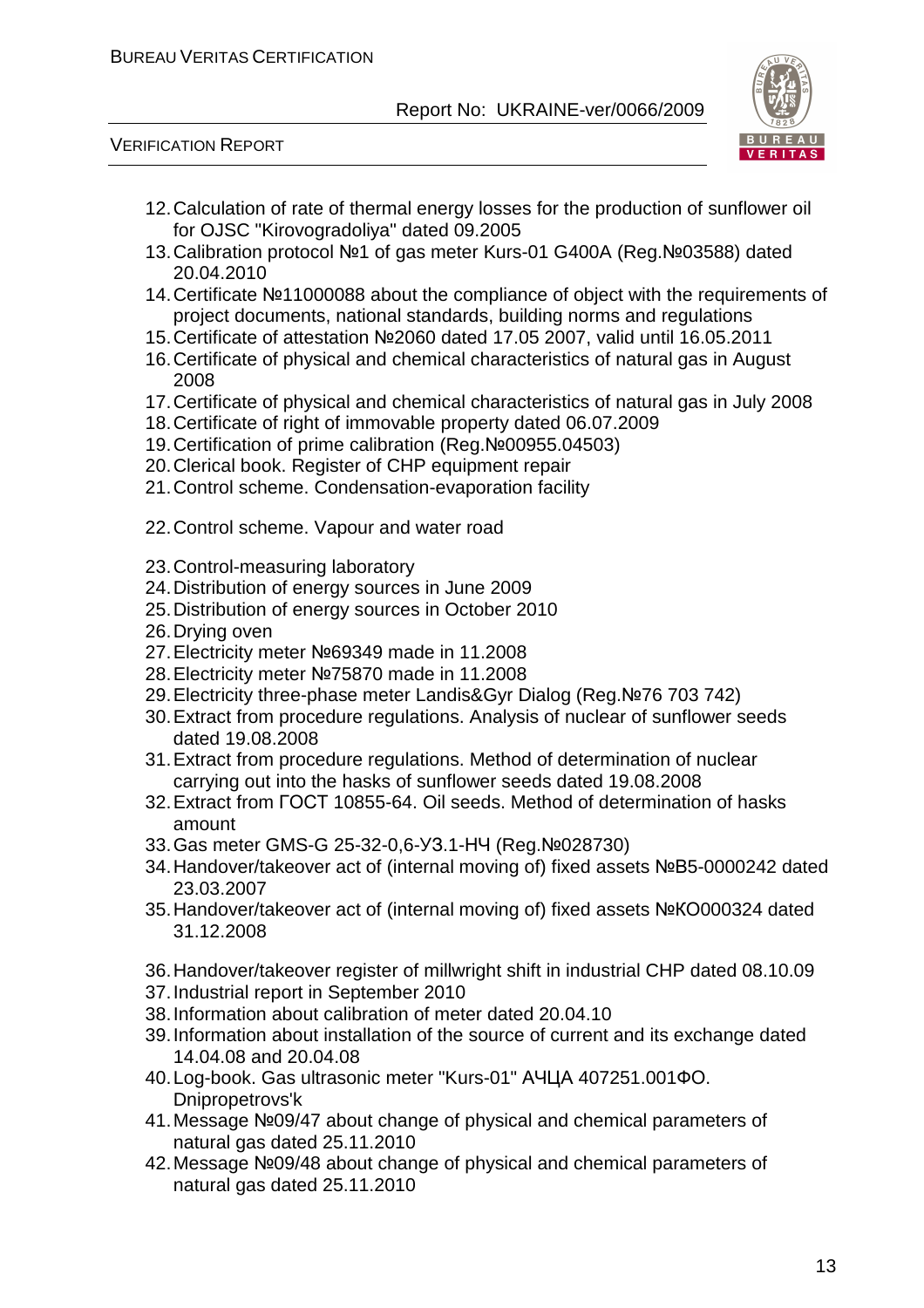12. Calculation of rate of thermal energy losses for the production of sunflower oil for OJSC "Kirovogradoliya" dated 09.2005
13. Calibration protocol №1 of gas meter Kurs-01 G400A (Reg.№03588) dated 20.04.2010
14. Certificate №11000088 about the compliance of object with the requirements of project documents, national standards, building norms and regulations
15. Certificate of attestation №2060 dated 17.05 2007, valid until 16.05.2011
16. Certificate of physical and chemical characteristics of natural gas in August 2008
17. Certificate of physical and chemical characteristics of natural gas in July 2008
18. Certificate of right of immovable property dated 06.07.2009
19. Certification of prime calibration (Reg.№00955.04503)
20. Clerical book. Register of CHP equipment repair
21. Control scheme. Condensation-evaporation facility
22. Control scheme. Vapour and water road
23. Control-measuring laboratory
24. Distribution of energy sources in June 2009
25. Distribution of energy sources in October 2010
26. Drying oven
27. Electricity meter №69349 made in 11.2008
28. Electricity meter №75870 made in 11.2008
29. Electricity three-phase meter Landis&Gyr Dialog (Reg.№76 703 742)
30. Extract from procedure regulations. Analysis of nuclear of sunflower seeds dated 19.08.2008
31. Extract from procedure regulations. Method of determination of nuclear carrying out into the hasks of sunflower seeds dated 19.08.2008
32. Extract from ГОСТ 10855-64. Oil seeds. Method of determination of hasks amount
33. Gas meter GMS-G 25-32-0,6-У3.1-НЧ (Reg.№028730)
34. Handover/takeover act of (internal moving of) fixed assets №В5-0000242 dated 23.03.2007
35. Handover/takeover act of (internal moving of) fixed assets №КО000324 dated 31.12.2008
36. Handover/takeover register of millwright shift in industrial CHP dated 08.10.09
37. Industrial report in September 2010
38. Information about calibration of meter dated 20.04.10
39. Information about installation of the source of current and its exchange dated 14.04.08 and 20.04.08
40. Log-book. Gas ultrasonic meter "Kurs-01" АЧЦА 407251.001ФО. Dnipropetrovs'k
41. Message №09/47 about change of physical and chemical parameters of natural gas dated 25.11.2010
42. Message №09/48 about change of physical and chemical parameters of natural gas dated 25.11.2010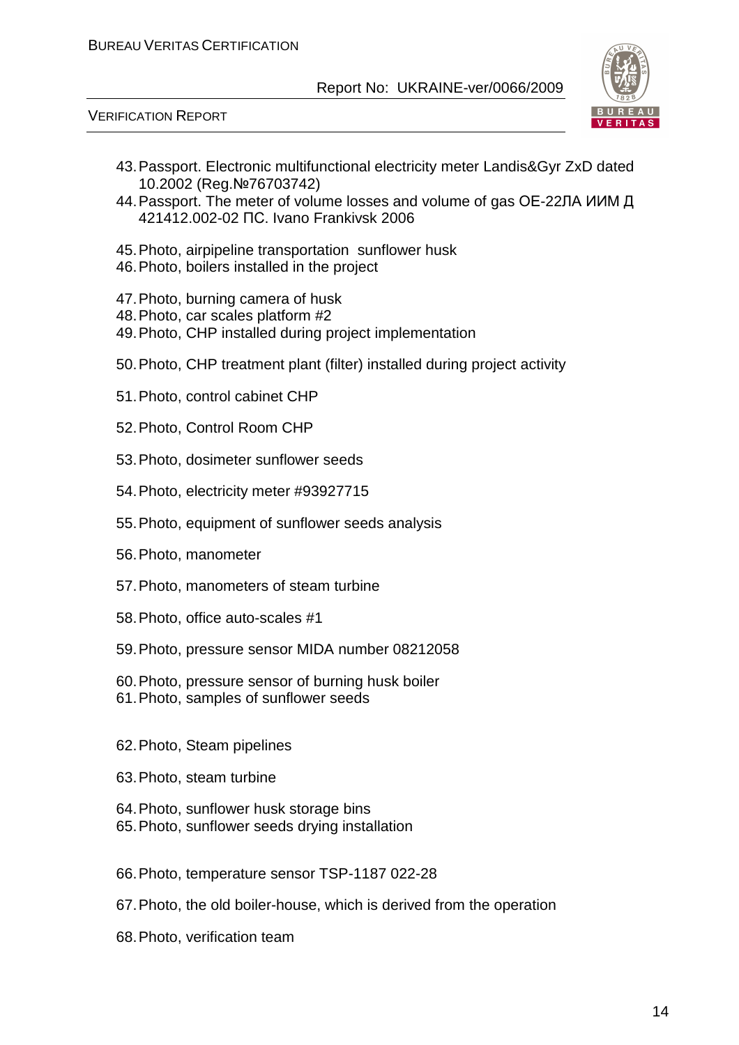43. Passport. Electronic multifunctional electricity meter Landis&Gyr ZxD dated 10.2002 (Reg.№76703742)
44. Passport. The meter of volume losses and volume of gas OE-22ЛА ИИМ Д 421412.002-02 ПС. Ivano Frankivsk 2006
45. Photo, airpipeline transportation sunflower husk
46. Photo, boilers installed in the project
47. Photo, burning camera of husk
48. Photo, car scales platform #2
49. Photo, CHP installed during project implementation
50. Photo, CHP treatment plant (filter) installed during project activity
51. Photo, control cabinet CHP
52. Photo, Control Room CHP
53. Photo, dosimeter sunflower seeds
54. Photo, electricity meter #93927715
55. Photo, equipment of sunflower seeds analysis
56. Photo, manometer
57. Photo, manometers of steam turbine
58. Photo, office auto-scales #1
59. Photo, pressure sensor MIDA number 08212058
60. Photo, pressure sensor of burning husk boiler
61. Photo, samples of sunflower seeds
62. Photo, Steam pipelines
63. Photo, steam turbine
64. Photo, sunflower husk storage bins
65. Photo, sunflower seeds drying installation
66. Photo, temperature sensor TSP-1187 022-28
67. Photo, the old boiler-house, which is derived from the operation
68. Photo, verification team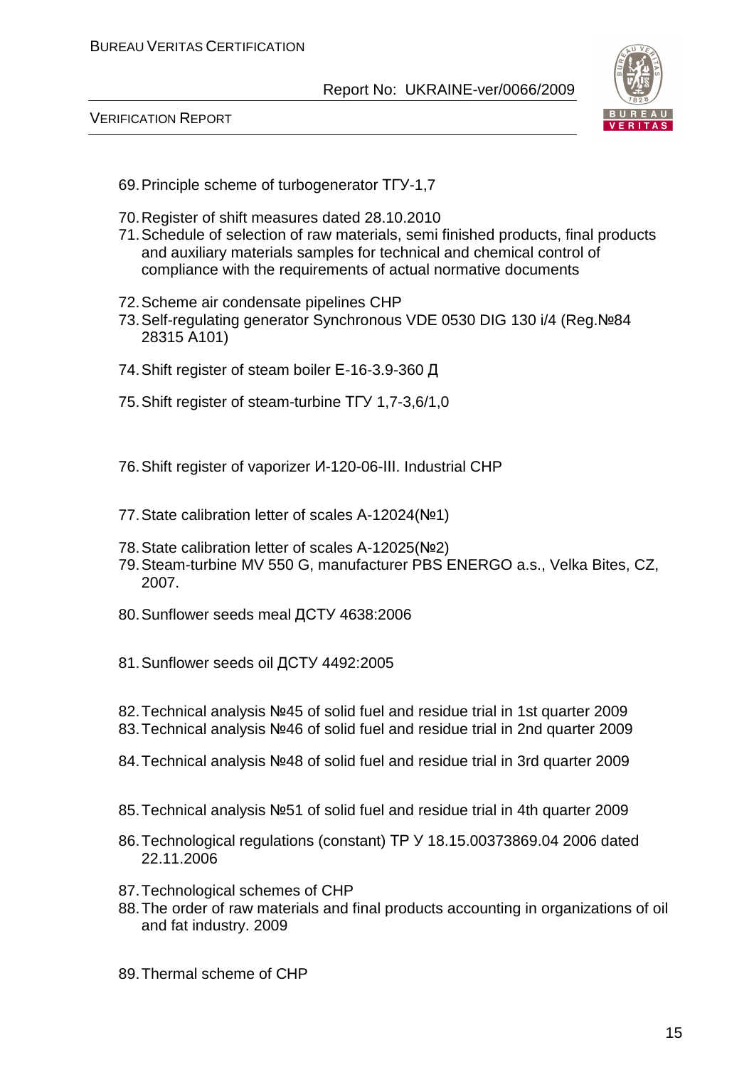69. Principle scheme of turbogenerator ТГУ-1,7
70. Register of shift measures dated 28.10.2010
71. Schedule of selection of raw materials, semi finished products, final products and auxiliary materials samples for technical and chemical control of compliance with the requirements of actual normative documents
72. Scheme air condensate pipelines CHP
73. Self-regulating generator Synchronous VDE 0530 DIG 130 i/4 (Reg.№84 28315 A101)
74. Shift register of steam boiler Е-16-3.9-360 Д
75. Shift register of steam-turbine ТГУ 1,7-3,6/1,0
76. Shift register of vaporizer И-120-06-III. Industrial CHP
77. State calibration letter of scales A-12024(№1)
78. State calibration letter of scales A-12025(№2)
79. Steam-turbine MV 550 G, manufacturer PBS ENERGO a.s., Velka Bites, CZ, 2007.
80. Sunflower seeds meal ДСТУ 4638:2006
81. Sunflower seeds oil ДСТУ 4492:2005
82. Technical analysis №45 of solid fuel and residue trial in 1st quarter 2009
83. Technical analysis №46 of solid fuel and residue trial in 2nd quarter 2009
84. Technical analysis №48 of solid fuel and residue trial in 3rd quarter 2009
85. Technical analysis №51 of solid fuel and residue trial in 4th quarter 2009
86. Technological regulations (constant) ТР У 18.15.00373869.04 2006 dated 22.11.2006
87. Technological schemes of CHP
88. The order of raw materials and final products accounting in organizations of oil and fat industry. 2009
89. Thermal scheme of CHP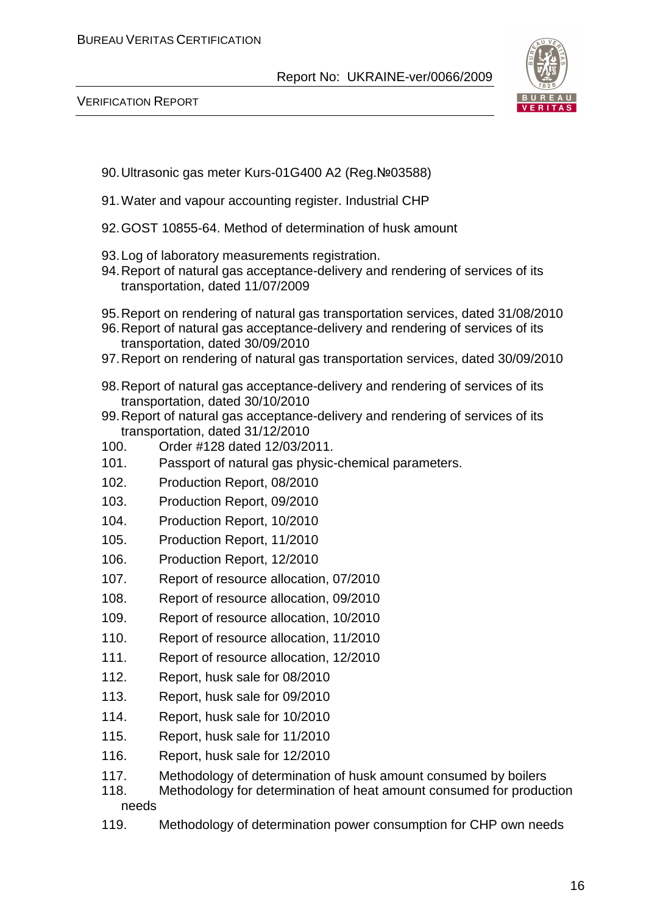90. Ultrasonic gas meter Kurs-01G400 A2 (Reg.№03588)
91. Water and vapour accounting register. Industrial CHP
92. GOST 10855-64. Method of determination of husk amount
93. Log of laboratory measurements registration.
94. Report of natural gas acceptance-delivery and rendering of services of its transportation, dated 11/07/2009
95. Report on rendering of natural gas transportation services, dated 31/08/2010
96. Report of natural gas acceptance-delivery and rendering of services of its transportation, dated 30/09/2010
97. Report on rendering of natural gas transportation services, dated 30/09/2010
98. Report of natural gas acceptance-delivery and rendering of services of its transportation, dated 30/10/2010
99. Report of natural gas acceptance-delivery and rendering of services of its transportation, dated 31/12/2010
100. Order #128 dated 12/03/2011.
101. Passport of natural gas physic-chemical parameters.
102. Production Report, 08/2010
103. Production Report, 09/2010
104. Production Report, 10/2010
105. Production Report, 11/2010
106. Production Report, 12/2010
107. Report of resource allocation, 07/2010
108. Report of resource allocation, 09/2010
109. Report of resource allocation, 10/2010
110. Report of resource allocation, 11/2010
111. Report of resource allocation, 12/2010
112. Report, husk sale for 08/2010
113. Report, husk sale for 09/2010
114. Report, husk sale for 10/2010
115. Report, husk sale for 11/2010
116. Report, husk sale for 12/2010
117. Methodology of determination of husk amount consumed by boilers
118. Methodology for determination of heat amount consumed for production needs
119. Methodology of determination power consumption for CHP own needs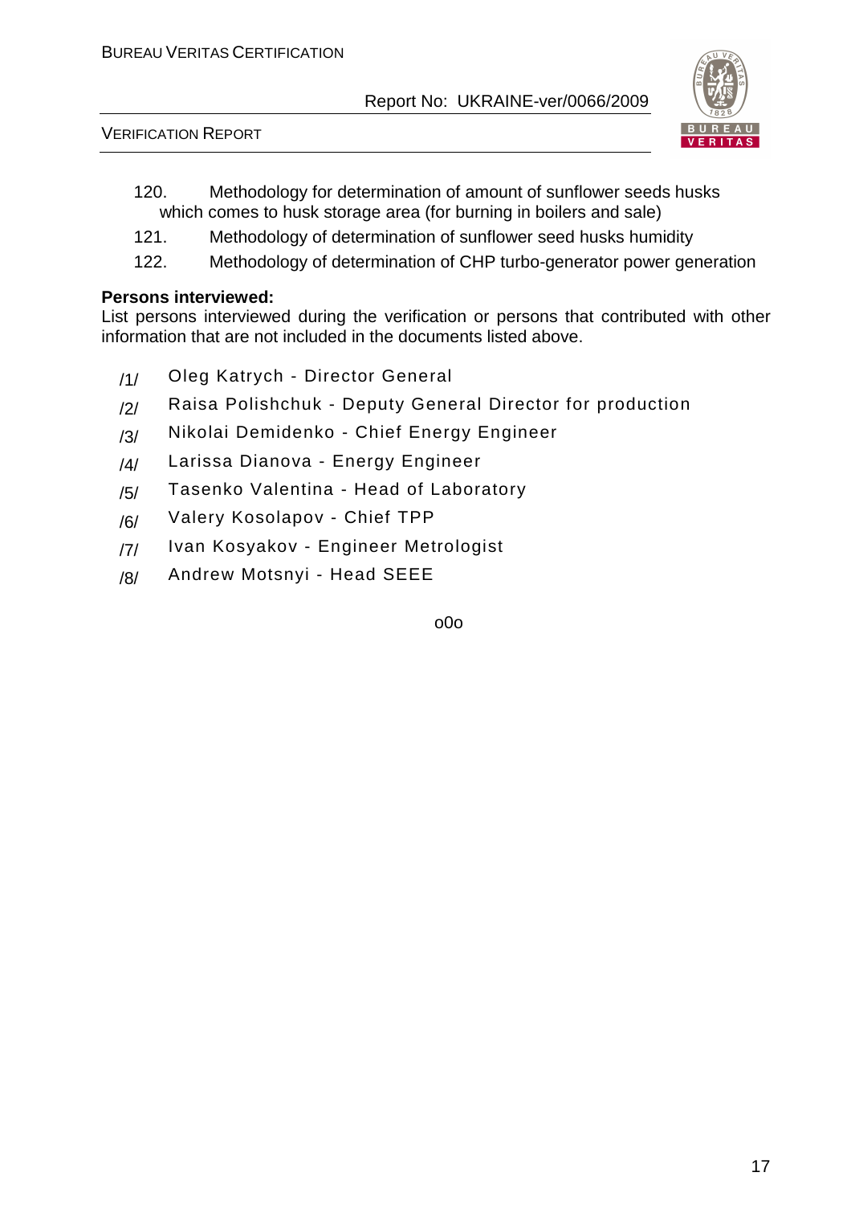120. Methodology for determination of amount of sunflower seeds husks which comes to husk storage area (for burning in boilers and sale)

121. Methodology of determination of sunflower seed husks humidity

122. Methodology of determination of CHP turbo-generator power generation

**Persons interviewed:**

List persons interviewed during the verification or persons that contributed with other information that are not included in the documents listed above.

/1/ Oleg Katrych - Director General

/2/ Raisa Polishchuk - Deputy General Director for production

/3/ Nikolai Demidenko - Chief Energy Engineer

/4/ Larissa Dianova - Energy Engineer

/5/ Tasenko Valentina - Head of Laboratory

/6/ Valery Kosolapov - Chief TPP

/7/ Ivan Kosyakov - Engineer Metrologist

/8/ Andrew Motsnyi - Head SEEE

o0o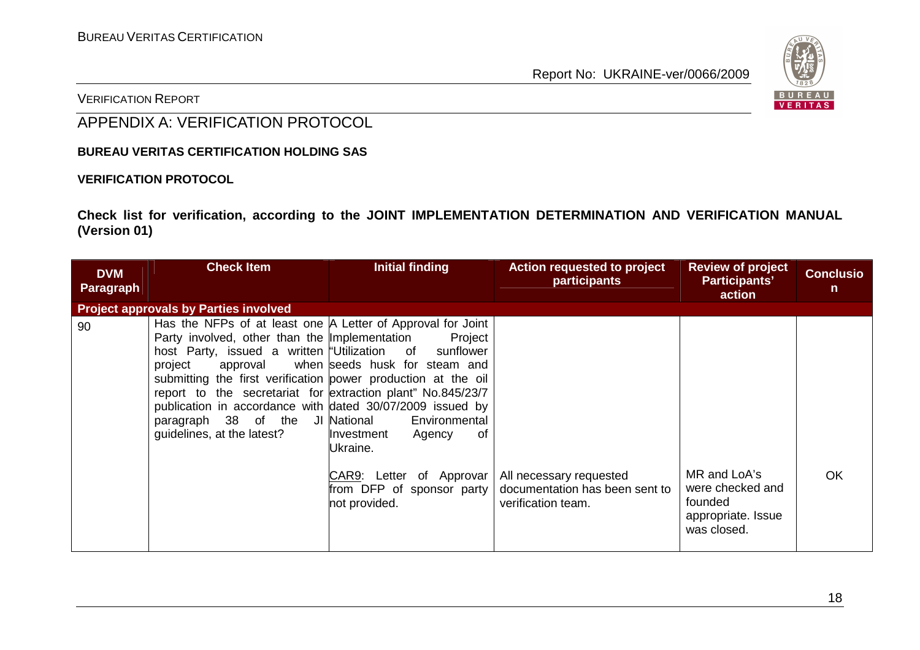## APPENDIX A: VERIFICATION PROTOCOL

**BUREAU VERITAS CERTIFICATION HOLDING SAS**

**VERIFICATION PROTOCOL**

**Check list for verification, according to the JOINT IMPLEMENTATION DETERMINATION AND VERIFICATION MANUAL (Version 01)**

| DVM Paragraph | Check Item | Initial finding | Action requested to project participants | Review of project Participants' action | Conclusion |
|---|---|---|---|---|---|
| **Project approvals by Parties involved** | | | | | |
| 90 | Has the NFPs of at least one Party involved, other than the host Party, issued a written project approval when submitting the first verification report to the secretariat for publication in accordance with paragraph 38 of the JI guidelines, at the latest? | A Letter of Approval for Joint Implementation Project "Utilization of sunflower seeds husk for steam and power production at the oil extraction plant" No.845/23/7 dated 30/07/2009 issued by National Environmental Investment Agency of Ukraine.<br><br>CAR9: Letter of Approvar from DFP of sponsor party not provided. | All necessary requested documentation has been sent to verification team. | MR and LoA's were checked and founded appropriate. Issue was closed. | OK |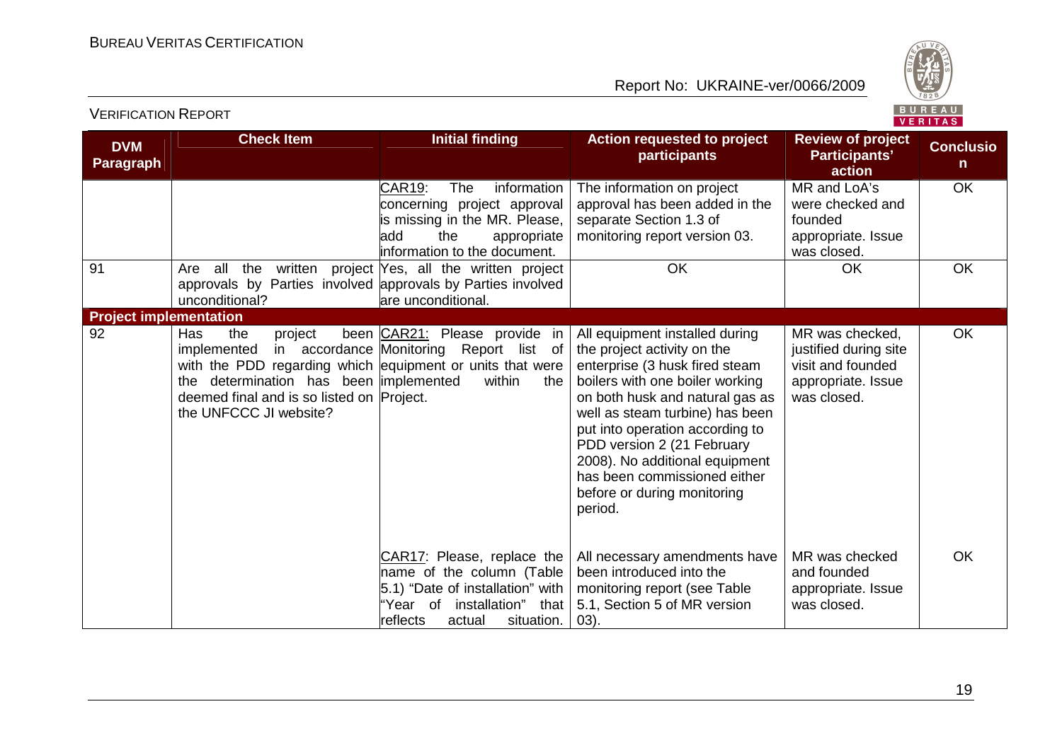| DVM Paragraph | Check Item | Initial finding | Action requested to project participants | Review of project Participants' action | Conclusion |
|---|---|---|---|---|---|
| | | CAR19: The information concerning project approval is missing in the MR. Please, add the appropriate information to the document. | The information on project approval has been added in the separate Section 1.3 of monitoring report version 03. | MR and LoA's were checked and founded appropriate. Issue was closed. | OK |
| 91 | Are all the written project approvals by Parties involved unconditional? | Yes, all the written project approvals by Parties involved are unconditional. | OK | OK | OK |
| **Project implementation** | | | | | |
| 92 | Has the project been implemented in accordance with the PDD regarding which the determination has been deemed final and is so listed on the UNFCCC JI website? | CAR21: Please provide in Monitoring Report list of equipment or units that were implemented within the Project. | All equipment installed during the project activity on the enterprise (3 husk fired steam boilers with one boiler working on both husk and natural gas as well as steam turbine) has been put into operation according to PDD version 2 (21 February 2008). No additional equipment has been commissioned either before or during monitoring period. | MR was checked, justified during site visit and founded appropriate. Issue was closed. | OK |
| | | CAR17: Please, replace the name of the column (Table 5.1) "Date of installation" with "Year of installation" that reflects actual situation. | All necessary amendments have been introduced into the monitoring report (see Table 5.1, Section 5 of MR version 03). | MR was checked and founded appropriate. Issue was closed. | OK |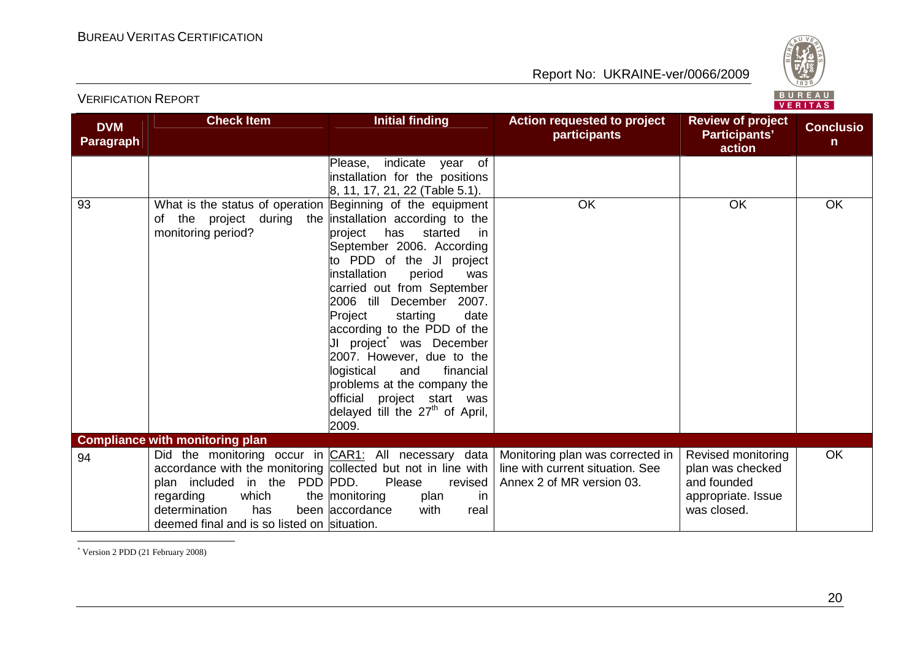| DVM Paragraph | Check Item | Initial finding | Action requested to project participants | Review of project Participants' action | Conclusion |
|---|---|---|---|---|---|
| | | Please, indicate year of installation for the positions 8, 11, 17, 21, 22 (Table 5.1). | | | |
| 93 | What is the status of operation of the project during the monitoring period? | Beginning of the equipment installation according to the project has started in September 2006. According to PDD of the JI project installation period was carried out from September 2006 till December 2007. Project starting date according to the PDD of the JI project* was December 2007. However, due to the logistical and financial problems at the company the official project start was delayed till the 27th of April, 2009. | OK | OK | OK |
| **Compliance with monitoring plan** | | | | | |
| 94 | Did the monitoring occur in accordance with the monitoring plan included in the PDD regarding which the determination has been deemed final and is so listed on | CAR1: All necessary data collected but not in line with PDD. Please revised monitoring plan in accordance with real situation. | Monitoring plan was corrected in line with current situation. See Annex 2 of MR version 03. | Revised monitoring plan was checked and founded appropriate. Issue was closed. | OK |

* Version 2 PDD (21 February 2008)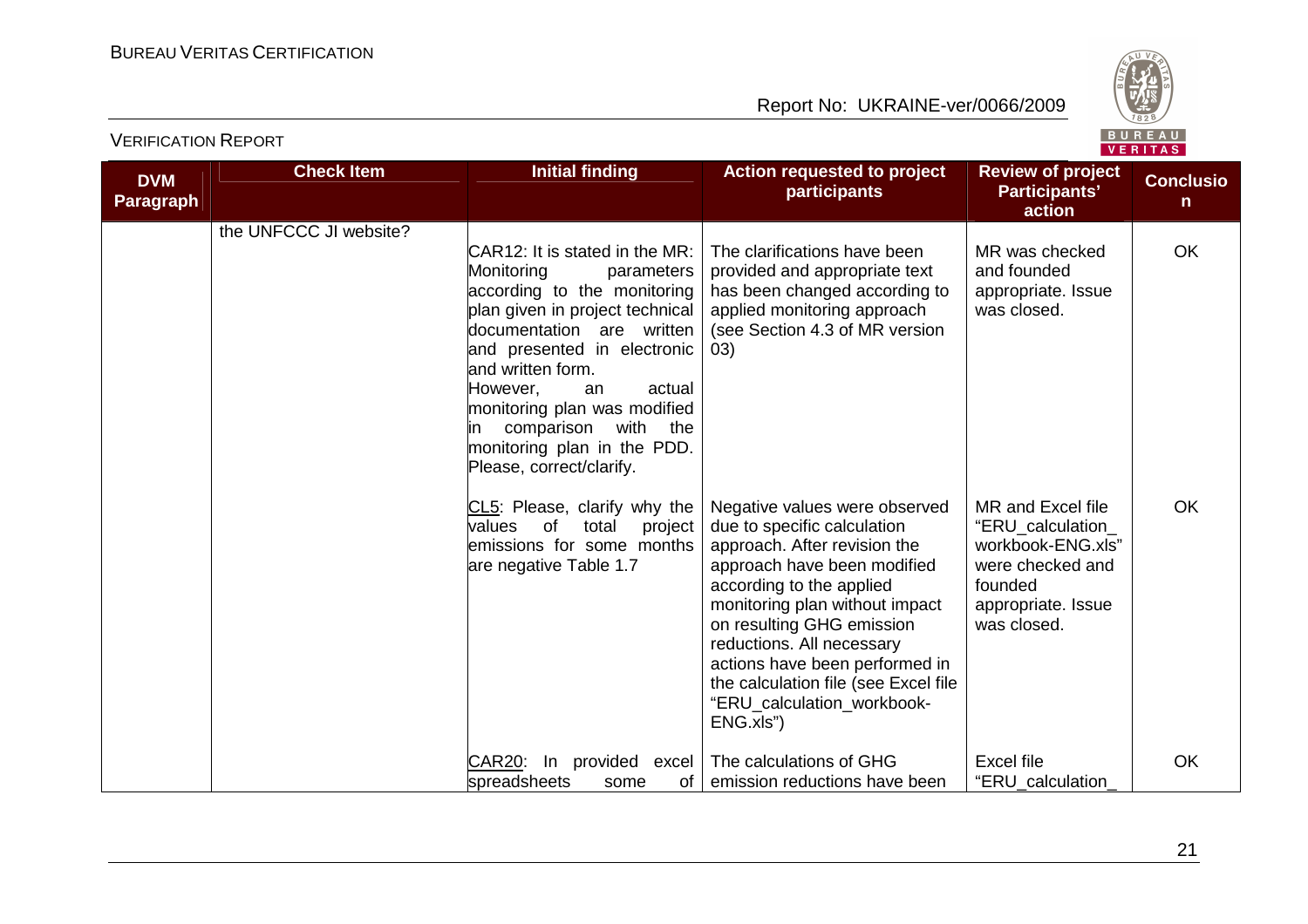| DVM Paragraph | Check Item | Initial finding | Action requested to project participants | Review of project Participants' action | Conclusion |
|---|---|---|---|---|---|
| | the UNFCCC JI website? | CAR12: It is stated in the MR: Monitoring parameters according to the monitoring plan given in project technical documentation are written and presented in electronic and written form. However, an actual monitoring plan was modified in comparison with the monitoring plan in the PDD. Please, correct/clarify. | The clarifications have been provided and appropriate text has been changed according to applied monitoring approach (see Section 4.3 of MR version 03) | MR was checked and founded appropriate. Issue was closed. | OK |
| | | CL5: Please, clarify why the values of total project emissions for some months are negative Table 1.7 | Negative values were observed due to specific calculation approach. After revision the approach have been modified according to the applied monitoring plan without impact on resulting GHG emission reductions. All necessary actions have been performed in the calculation file (see Excel file "ERU_calculation_workbook-ENG.xls") | MR and Excel file "ERU_calculation_workbook-ENG.xls" were checked and founded appropriate. Issue was closed. | OK |
| | | CAR20: In provided excel spreadsheets some of | The calculations of GHG emission reductions have been | Excel file "ERU_calculation_ | OK |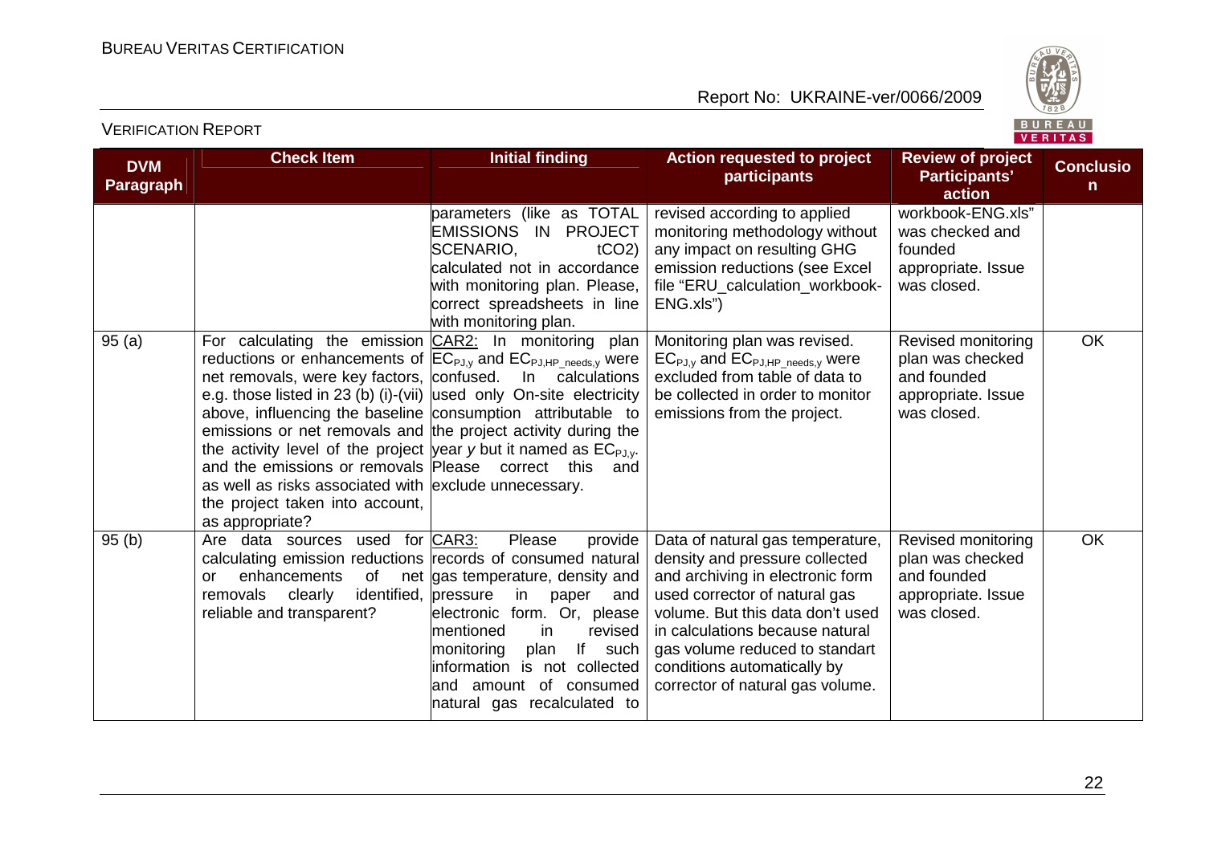| DVM Paragraph | Check Item | Initial finding | Action requested to project participants | Review of project Participants' action | Conclusion |
|---|---|---|---|---|---|
| | | parameters (like as TOTAL EMISSIONS IN PROJECT SCENARIO, tCO2) calculated not in accordance with monitoring plan. Please, correct spreadsheets in line with monitoring plan. | revised according to applied monitoring methodology without any impact on resulting GHG emission reductions (see Excel file "ERU_calculation_workbook-ENG.xls") | workbook-ENG.xls" was checked and founded appropriate. Issue was closed. | |
| 95 (a) | For calculating the emission reductions or enhancements of net removals, were key factors, e.g. those listed in 23 (b) (i)-(vii) above, influencing the baseline emissions or net removals and the activity level of the project and the emissions or removals as well as risks associated with the project taken into account, as appropriate? | CAR2: In monitoring plan $EC_{PJ,y}$ and $EC_{PJ,HP\_needs,y}$ were confused. In calculations used only On-site electricity consumption attributable to the project activity during the year *y* but it named as $EC_{PJ,y}$. Please correct this and exclude unnecessary. | Monitoring plan was revised. $EC_{PJ,y}$ and $EC_{PJ,HP\_needs,y}$ were excluded from table of data to be collected in order to monitor emissions from the project. | Revised monitoring plan was checked and founded appropriate. Issue was closed. | OK |
| 95 (b) | Are data sources used for calculating emission reductions or enhancements of net removals clearly identified, reliable and transparent? | CAR3: Please provide records of consumed natural gas temperature, density and pressure in paper and electronic form. Or, please mentioned in revised monitoring plan If such information is not collected and amount of consumed natural gas recalculated to | Data of natural gas temperature, density and pressure collected and archiving in electronic form used corrector of natural gas volume. But this data don't used in calculations because natural gas volume reduced to standart conditions automatically by corrector of natural gas volume. | Revised monitoring plan was checked and founded appropriate. Issue was closed. | OK |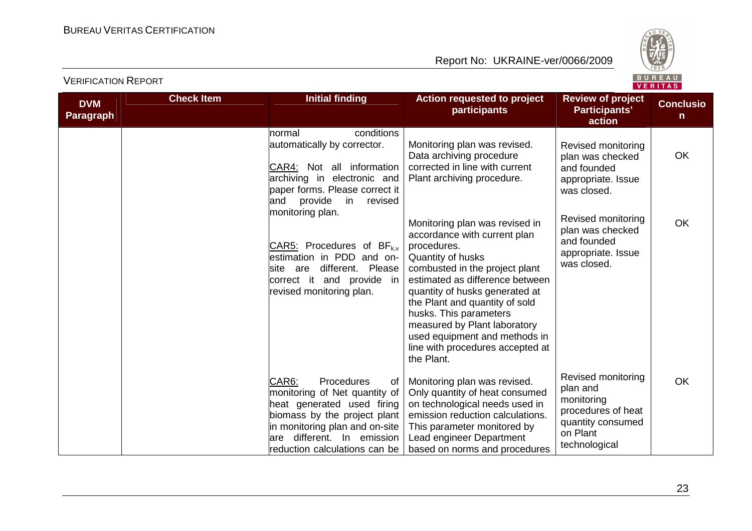| DVM Paragraph | Check Item | Initial finding | Action requested to project participants | Review of project Participants' action | Conclusion |
|---|---|---|---|---|---|
| | | normal conditions automatically by corrector. | | | |
| | | CAR4: Not all information archiving in electronic and paper forms. Please correct it and provide in revised monitoring plan. | Monitoring plan was revised. Data archiving procedure corrected in line with current Plant archiving procedure. | Revised monitoring plan was checked and founded appropriate. Issue was closed. | OK |
| | | CAR5: Procedures of $BF_{k,v}$ estimation in PDD and on-site are different. Please correct it and provide in revised monitoring plan. | Monitoring plan was revised in accordance with current plan procedures. Quantity of husks combusted in the project plant estimated as difference between quantity of husks generated at the Plant and quantity of sold husks. This parameters measured by Plant laboratory used equipment and methods in line with procedures accepted at the Plant. | Revised monitoring plan was checked and founded appropriate. Issue was closed. | OK |
| | | CAR6: Procedures of monitoring of Net quantity of heat generated used firing biomass by the project plant in monitoring plan and on-site are different. In emission reduction calculations can be | Monitoring plan was revised. Only quantity of heat consumed on technological needs used in emission reduction calculations. This parameter monitored by Lead engineer Department based on norms and procedures | Revised monitoring plan and monitoring procedures of heat quantity consumed on Plant technological | OK |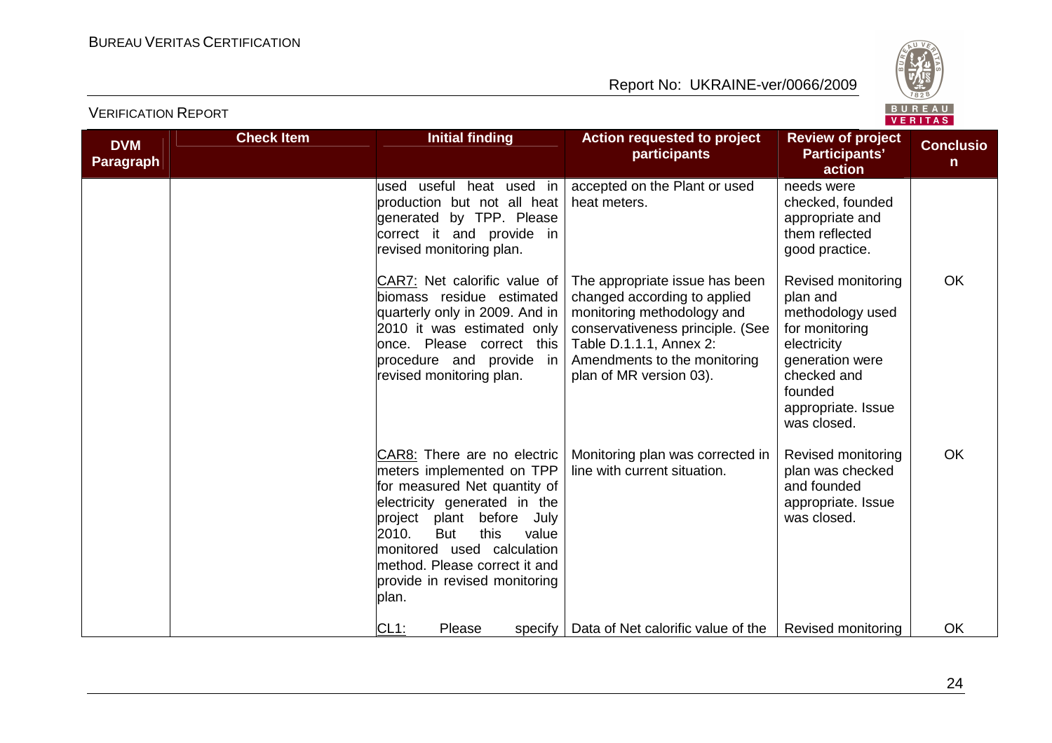| DVM Paragraph | Check Item | Initial finding | Action requested to project participants | Review of project Participants' action | Conclusion |
|---|---|---|---|---|---|
| | | used useful heat used in production but not all heat generated by TPP. Please correct it and provide in revised monitoring plan. | accepted on the Plant or used heat meters. | needs were checked, founded appropriate and them reflected good practice. | |
| | | CAR7: Net calorific value of biomass residue estimated quarterly only in 2009. And in 2010 it was estimated only once. Please correct this procedure and provide in revised monitoring plan. | The appropriate issue has been changed according to applied monitoring methodology and conservativeness principle. (See Table D.1.1.1, Annex 2: Amendments to the monitoring plan of MR version 03). | Revised monitoring plan and methodology used for monitoring electricity generation were checked and founded appropriate. Issue was closed. | OK |
| | | CAR8: There are no electric meters implemented on TPP for measured Net quantity of electricity generated in the project plant before July 2010. But this value monitored used calculation method. Please correct it and provide in revised monitoring plan. | Monitoring plan was corrected in line with current situation. | Revised monitoring plan was checked and founded appropriate. Issue was closed. | OK |
| | | CL1: Please specify | Data of Net calorific value of the | Revised monitoring | OK |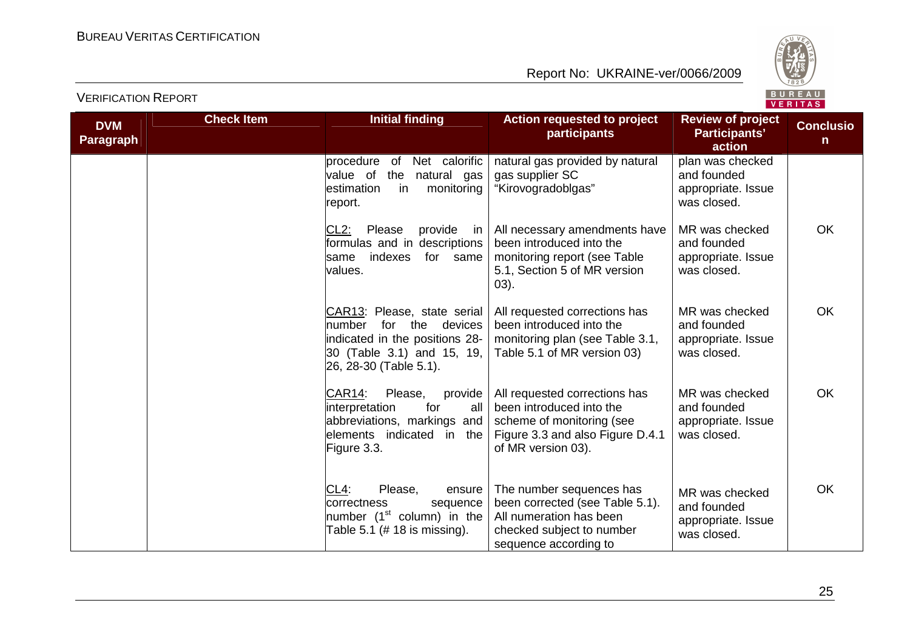| DVM Paragraph | Check Item | Initial finding | Action requested to project participants | Review of project Participants' action | Conclusion |
|---|---|---|---|---|---|
| | | procedure of Net calorific value of the natural gas estimation in monitoring report. | natural gas provided by natural gas supplier SC "Kirovogradoblgas" | plan was checked and founded appropriate. Issue was closed. | |
| | | CL2: Please provide in formulas and in descriptions same indexes for same values. | All necessary amendments have been introduced into the monitoring report (see Table 5.1, Section 5 of MR version 03). | MR was checked and founded appropriate. Issue was closed. | OK |
| | | CAR13: Please, state serial number for the devices indicated in the positions 28-30 (Table 3.1) and 15, 19, 26, 28-30 (Table 5.1). | All requested corrections has been introduced into the monitoring plan (see Table 3.1, Table 5.1 of MR version 03) | MR was checked and founded appropriate. Issue was closed. | OK |
| | | CAR14: Please, provide interpretation for all abbreviations, markings and elements indicated in the Figure 3.3. | All requested corrections has been introduced into the scheme of monitoring (see Figure 3.3 and also Figure D.4.1 of MR version 03). | MR was checked and founded appropriate. Issue was closed. | OK |
| | | CL4: Please, ensure correctness sequence number (1st column) in the Table 5.1 (# 18 is missing). | The number sequences has been corrected (see Table 5.1). All numeration has been checked subject to number sequence according to | MR was checked and founded appropriate. Issue was closed. | OK |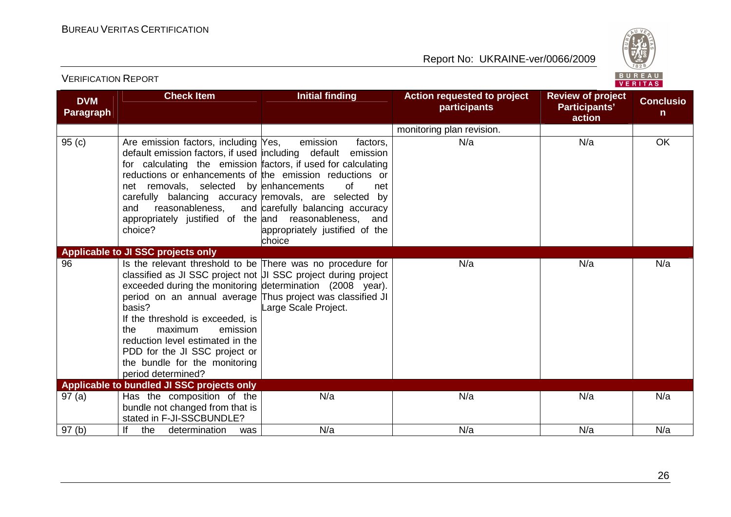| DVM Paragraph | Check Item | Initial finding | Action requested to project participants | Review of project Participants' action | Conclusion |
|---|---|---|---|---|---|
| | | | monitoring plan revision. | | |
| 95 (c) | Are emission factors, including default emission factors, if used for calculating the emission reductions or enhancements of net removals, selected by carefully balancing accuracy and reasonableness, and appropriately justified of the choice? | Yes, emission factors, including default emission factors, if used for calculating the emission reductions or enhancements of net removals, are selected by carefully balancing accuracy and reasonableness, and appropriately justified of the choice | N/a | N/a | OK |
| **Applicable to JI SSC projects only** | | | | | |
| 96 | Is the relevant threshold to be classified as JI SSC project not exceeded during the monitoring period on an annual average basis? If the threshold is exceeded, is the maximum emission reduction level estimated in the PDD for the JI SSC project or the bundle for the monitoring period determined? | There was no procedure for JI SSC project during project determination (2008 year). Thus project was classified JI Large Scale Project. | N/a | N/a | N/a |
| **Applicable to bundled JI SSC projects only** | | | | | |
| 97 (a) | Has the composition of the bundle not changed from that is stated in F-JI-SSCBUNDLE? | N/a | N/a | N/a | N/a |
| 97 (b) | If the determination was | N/a | N/a | N/a | N/a |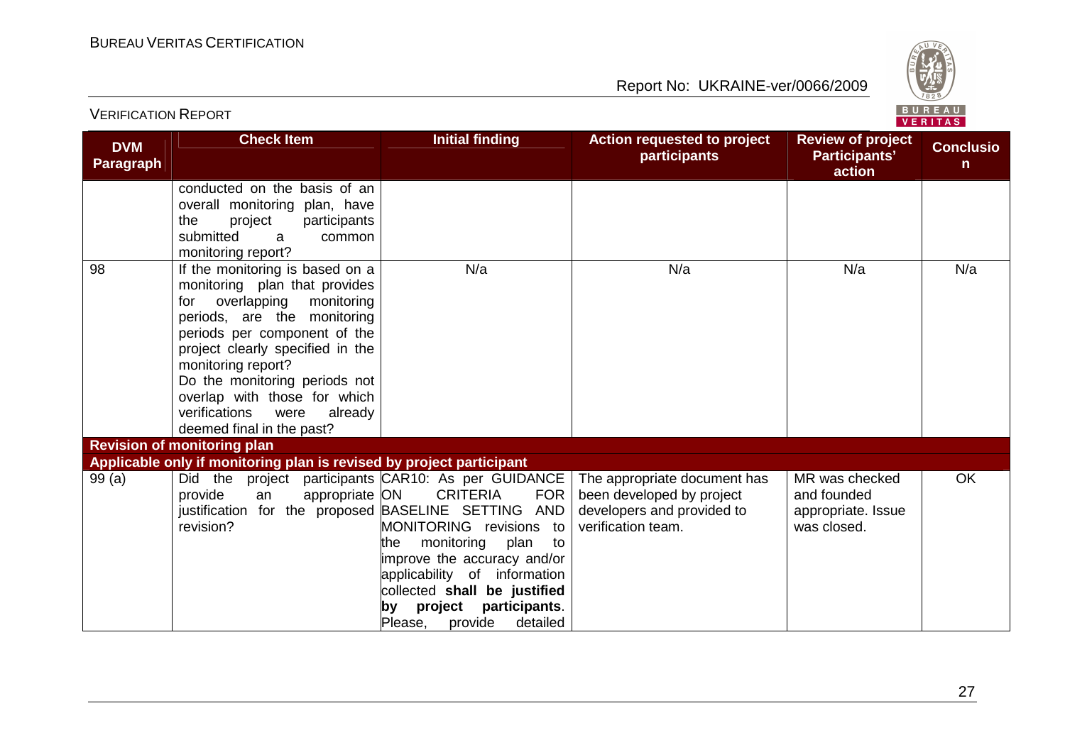| DVM Paragraph | Check Item | Initial finding | Action requested to project participants | Review of project Participants' action | Conclusion |
|---|---|---|---|---|---|
| | conducted on the basis of an overall monitoring plan, have the project participants submitted a common monitoring report? | | | | |
| 98 | If the monitoring is based on a monitoring plan that provides for overlapping monitoring periods, are the monitoring periods per component of the project clearly specified in the monitoring report? Do the monitoring periods not overlap with those for which verifications were already deemed final in the past? | N/a | N/a | N/a | N/a |
| **Revision of monitoring plan** | | | | | |
| **Applicable only if monitoring plan is revised by project participant** | | | | | |
| 99 (a) | Did the project participants provide an appropriate justification for the proposed revision? | CAR10: As per GUIDANCE ON CRITERIA FOR BASELINE SETTING AND MONITORING revisions to the monitoring plan to improve the accuracy and/or applicability of information collected **shall be justified by project participants**. Please, provide detailed | The appropriate document has been developed by project developers and provided to verification team. | MR was checked and founded appropriate. Issue was closed. | OK |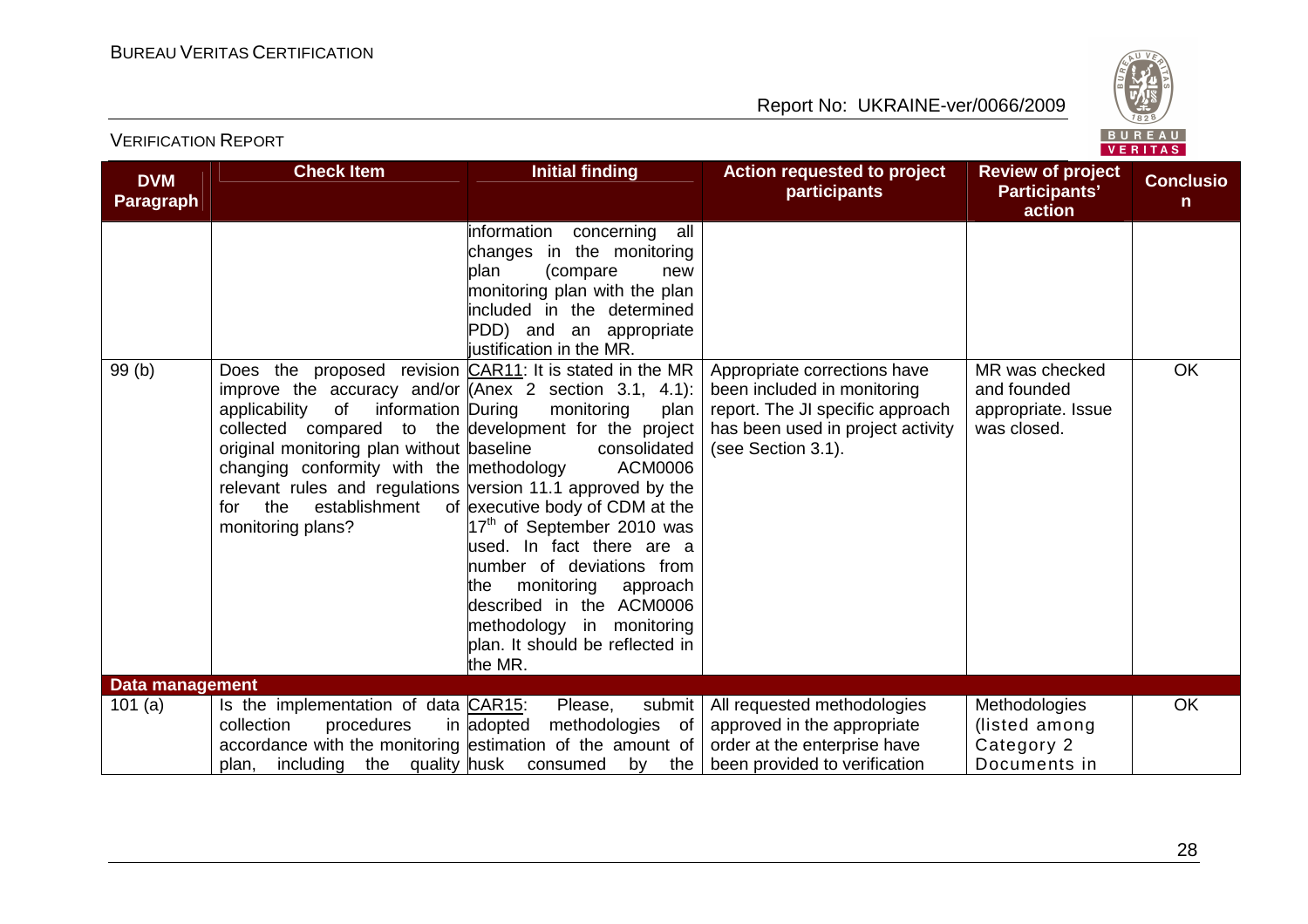| DVM Paragraph | Check Item | Initial finding | Action requested to project participants | Review of project Participants' action | Conclusion |
|---|---|---|---|---|---|
| | | information concerning all changes in the monitoring plan (compare new monitoring plan with the plan included in the determined PDD) and an appropriate justification in the MR. | | | |
| 99 (b) | Does the proposed revision improve the accuracy and/or applicability of information collected compared to the original monitoring plan without changing conformity with the relevant rules and regulations for the establishment of monitoring plans? | CAR11: It is stated in the MR (Annex 2 section 3.1, 4.1): During monitoring plan development for the project baseline consolidated methodology ACM0006 version 11.1 approved by the executive body of CDM at the 17[th] of September 2010 was used. In fact there are a number of deviations from the monitoring approach described in the ACM0006 methodology in monitoring plan. It should be reflected in the MR. | Appropriate corrections have been included in monitoring report. The JI specific approach has been used in project activity (see Section 3.1). | MR was checked and founded appropriate. Issue was closed. | OK |
| **Data management** | | | | | |
| 101 (a) | Is the implementation of data collection procedures in accordance with the monitoring plan, including the quality | CAR15: Please, submit adopted methodologies of estimation of the amount of husk consumed by the | All requested methodologies approved in the appropriate order at the enterprise have been provided to verification | Methodologies (listed among Category 2 Documents in | OK |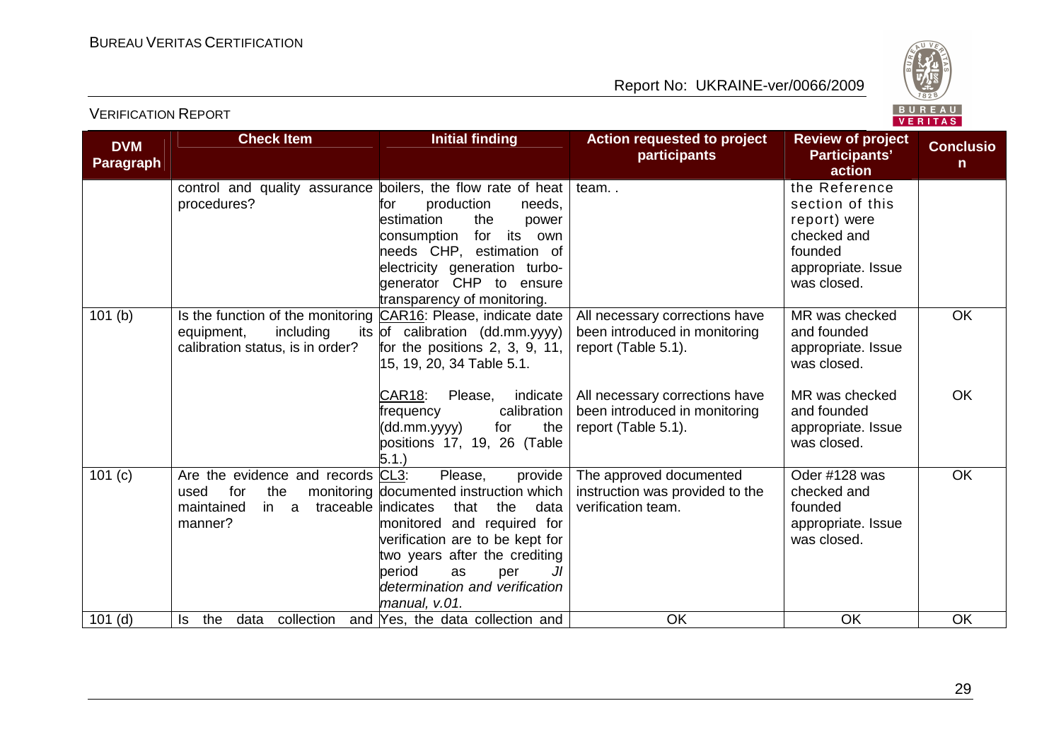| DVM Paragraph | Check Item | Initial finding | Action requested to project participants | Review of project Participants' action | Conclusion |
|---|---|---|---|---|---|
| | control and quality assurance procedures? | boilers, the flow rate of heat for production needs, estimation the power consumption for its own needs CHP, estimation of electricity generation turbo-generator CHP to ensure transparency of monitoring. | team.. | the Reference section of this report) were checked and founded appropriate. Issue was closed. | |
| 101 (b) | Is the function of the monitoring equipment, including its calibration status, is in order? | CAR16: Please, indicate date of calibration (dd.mm.yyyy) for the positions 2, 3, 9, 11, 15, 19, 20, 34 Table 5.1. | All necessary corrections have been introduced in monitoring report (Table 5.1). | MR was checked and founded appropriate. Issue was closed. | OK |
| | | CAR18: Please, indicate frequency calibration (dd.mm.yyyy) for the positions 17, 19, 26 (Table 5.1.) | All necessary corrections have been introduced in monitoring report (Table 5.1). | MR was checked and founded appropriate. Issue was closed. | OK |
| 101 (c) | Are the evidence and records used for the monitoring maintained in a traceable manner? | CL3: Please, provide documented instruction which indicates that the data monitored and required for verification are to be kept for two years after the crediting period as per *JI determination and verification manual, v.01.* | The approved documented instruction was provided to the verification team. | Oder #128 was checked and founded appropriate. Issue was closed. | OK |
| 101 (d) | Is the data collection and | Yes, the data collection and | OK | OK | OK |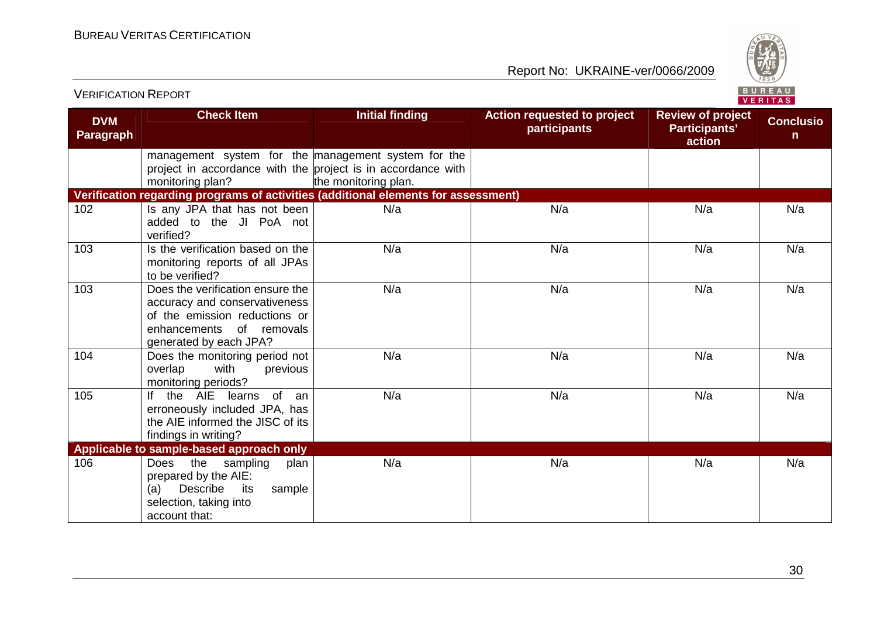| DVM Paragraph | Check Item | Initial finding | Action requested to project participants | Review of project Participants' action | Conclusion |
|---|---|---|---|---|---|
| | management system for the project in accordance with the monitoring plan? | management system for the project is in accordance with the monitoring plan. | | | |
| **Verification regarding programs of activities (additional elements for assessment)** | | | | | |
| 102 | Is any JPA that has not been added to the JI PoA not verified? | N/a | N/a | N/a | N/a |
| 103 | Is the verification based on the monitoring reports of all JPAs to be verified? | N/a | N/a | N/a | N/a |
| 103 | Does the verification ensure the accuracy and conservativeness of the emission reductions or enhancements of removals generated by each JPA? | N/a | N/a | N/a | N/a |
| 104 | Does the monitoring period not overlap with previous monitoring periods? | N/a | N/a | N/a | N/a |
| 105 | If the AIE learns of an erroneously included JPA, has the AIE informed the JISC of its findings in writing? | N/a | N/a | N/a | N/a |
| **Applicable to sample-based approach only** | | | | | |
| 106 | Does the sampling plan prepared by the AIE:<br>(a) Describe its sample selection, taking into account that: | N/a | N/a | N/a | N/a |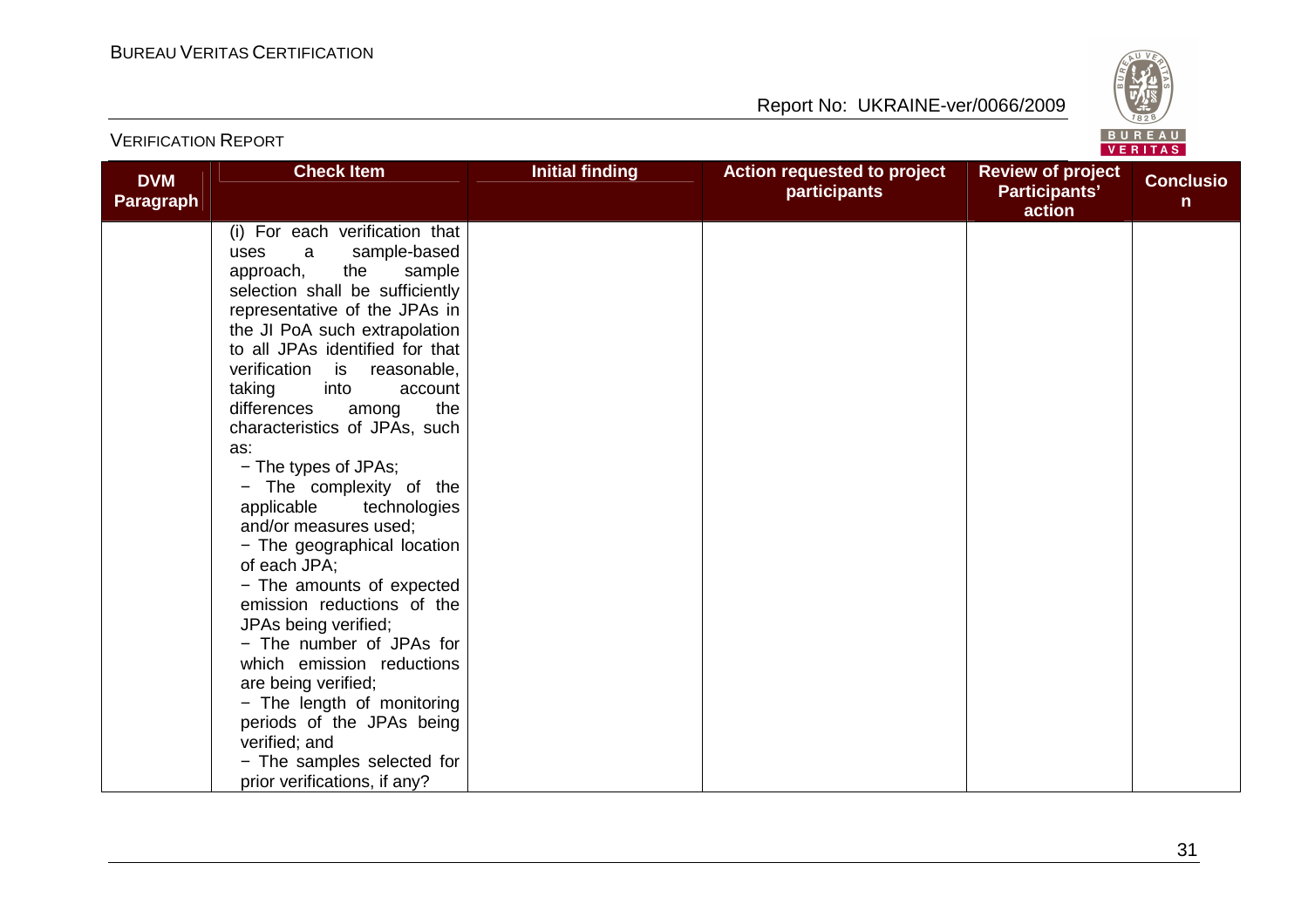| DVM Paragraph | Check Item | Initial finding | Action requested to project participants | Review of project Participants' action | Conclusion |
|---|---|---|---|---|---|
| | (i) For each verification that uses a sample-based approach, the sample selection shall be sufficiently representative of the JPAs in the JI PoA such extrapolation to all JPAs identified for that verification is reasonable, taking into account differences among the characteristics of JPAs, such as:<br>− The types of JPAs;<br>− The complexity of the applicable technologies and/or measures used;<br>− The geographical location of each JPA;<br>− The amounts of expected emission reductions of the JPAs being verified;<br>− The number of JPAs for which emission reductions are being verified;<br>− The length of monitoring periods of the JPAs being verified; and<br>− The samples selected for prior verifications, if any? | | | | |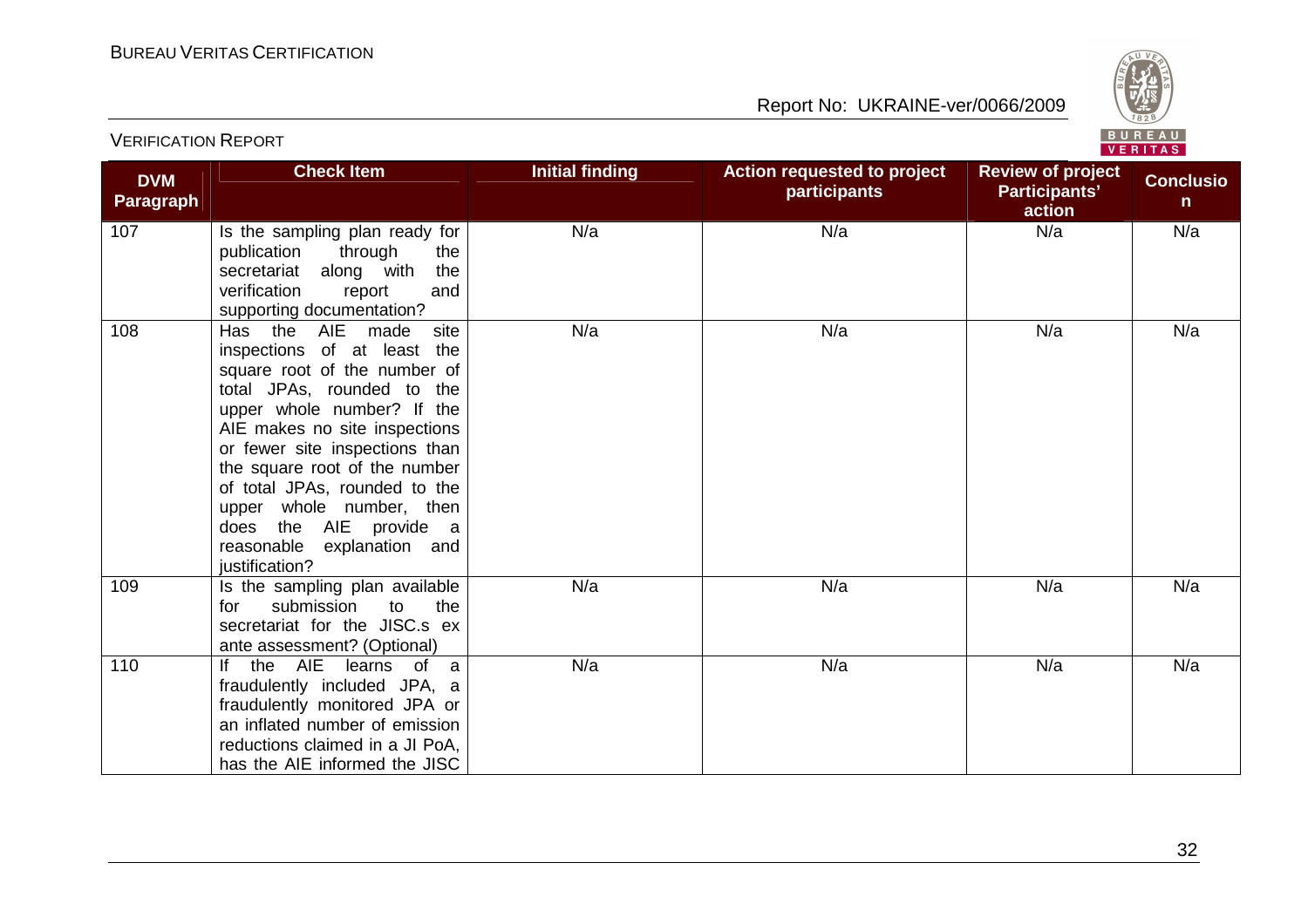| DVM Paragraph | Check Item | Initial finding | Action requested to project participants | Review of project Participants' action | Conclusion |
|---|---|---|---|---|---|
| 107 | Is the sampling plan ready for publication through the secretariat along with the verification report and supporting documentation? | N/a | N/a | N/a | N/a |
| 108 | Has the AIE made site inspections of at least the square root of the number of total JPAs, rounded to the upper whole number? If the AIE makes no site inspections or fewer site inspections than the square root of the number of total JPAs, rounded to the upper whole number, then does the AIE provide a reasonable explanation and justification? | N/a | N/a | N/a | N/a |
| 109 | Is the sampling plan available for submission to the secretariat for the JISC.s ex ante assessment? (Optional) | N/a | N/a | N/a | N/a |
| 110 | If the AIE learns of a fraudulently included JPA, a fraudulently monitored JPA or an inflated number of emission reductions claimed in a JI PoA, has the AIE informed the JISC | N/a | N/a | N/a | N/a |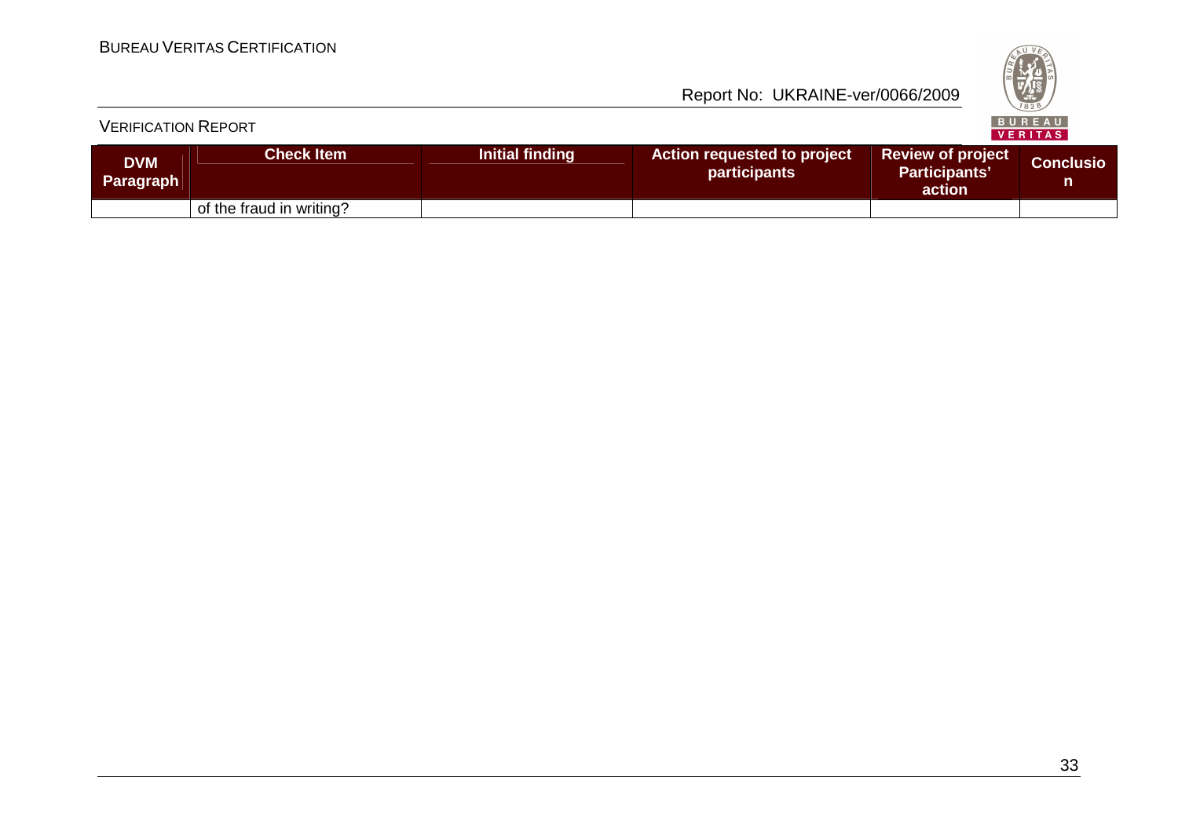| DVM Paragraph | Check Item | Initial finding | Action requested to project participants | Review of project Participants' action | Conclusion |
|---|---|---|---|---|---|
| | of the fraud in writing? | | | | |